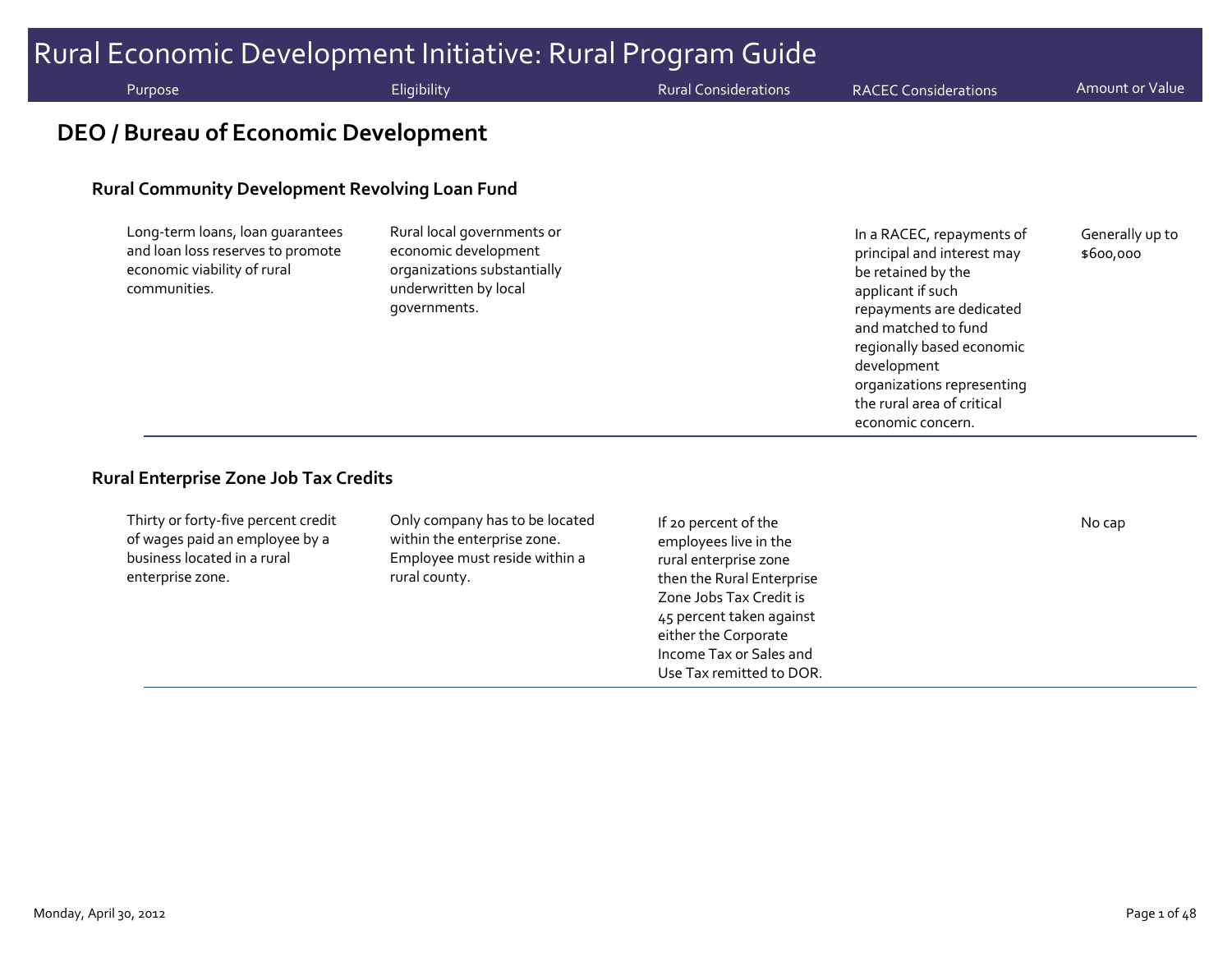# Rural Economic Development Initiative: Rural Program Guide

## DEO / Bureau of Economic Development

### Rural Community Development Revolving Loan Fund

| Purpose | Eligibility | Rural Considerations | RACEC Considerations | Amount or Value |
|---|---|---|---|---|
| Long-term loans, loan guarantees and loan loss reserves to promote economic viability of rural communities. | Rural local governments or economic development organizations substantially underwritten by local governments. | | In a RACEC, repayments of principal and interest may be retained by the applicant if such repayments are dedicated and matched to fund regionally based economic development organizations representing the rural area of critical economic concern. | Generally up to $600,000 |

### Rural Enterprise Zone Job Tax Credits

| Purpose | Eligibility | Rural Considerations | RACEC Considerations | Amount or Value |
|---|---|---|---|---|
| Thirty or forty-five percent credit of wages paid an employee by a business located in a rural enterprise zone. | Only company has to be located within the enterprise zone. Employee must reside within a rural county. | If 20 percent of the employees live in the rural enterprise zone then the Rural Enterprise Zone Jobs Tax Credit is 45 percent taken against either the Corporate Income Tax or Sales and Use Tax remitted to DOR. | | No cap |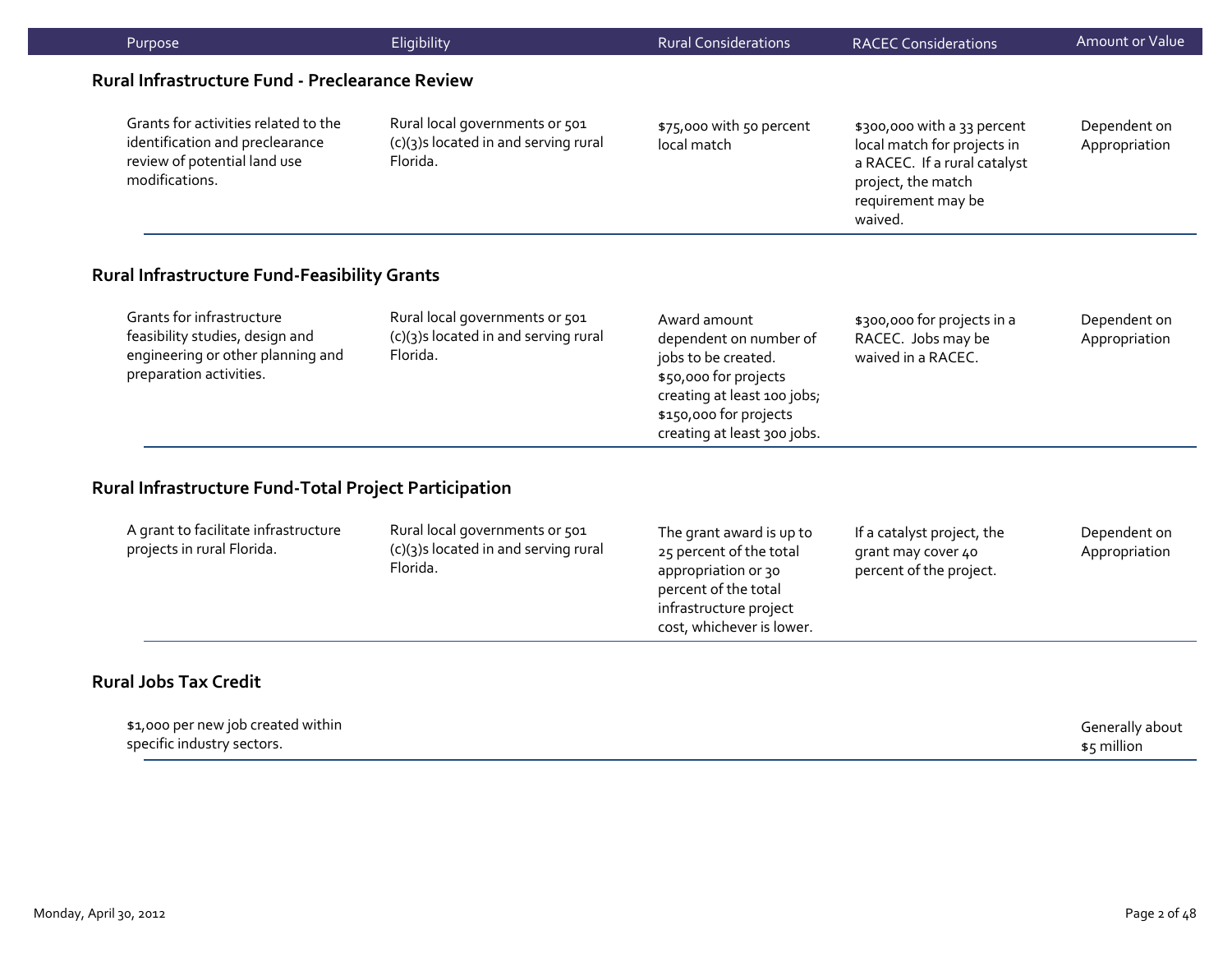| Purpose | Eligibility | Rural Considerations | RACEC Considerations | Amount or Value |
|---|---|---|---|---|

### Rural Infrastructure Fund - Preclearance Review

| Purpose | Eligibility | Rural Considerations | RACEC Considerations | Amount or Value |
|---|---|---|---|---|
| Grants for activities related to the identification and preclearance review of potential land use modifications. | Rural local governments or 501 (c)(3)s located in and serving rural Florida. | $75,000 with 50 percent local match | $300,000 with a 33 percent local match for projects in a RACEC. If a rural catalyst project, the match requirement may be waived. | Dependent on Appropriation |

### Rural Infrastructure Fund-Feasibility Grants

| Purpose | Eligibility | Rural Considerations | RACEC Considerations | Amount or Value |
|---|---|---|---|---|
| Grants for infrastructure feasibility studies, design and engineering or other planning and preparation activities. | Rural local governments or 501 (c)(3)s located in and serving rural Florida. | Award amount dependent on number of jobs to be created. $50,000 for projects creating at least 100 jobs; $150,000 for projects creating at least 300 jobs. | $300,000 for projects in a RACEC. Jobs may be waived in a RACEC. | Dependent on Appropriation |

### Rural Infrastructure Fund-Total Project Participation

| Purpose | Eligibility | Rural Considerations | RACEC Considerations | Amount or Value |
|---|---|---|---|---|
| A grant to facilitate infrastructure projects in rural Florida. | Rural local governments or 501 (c)(3)s located in and serving rural Florida. | The grant award is up to 25 percent of the total appropriation or 30 percent of the total infrastructure project cost, whichever is lower. | If a catalyst project, the grant may cover 40 percent of the project. | Dependent on Appropriation |

### Rural Jobs Tax Credit

| Purpose | Eligibility | Rural Considerations | RACEC Considerations | Amount or Value |
|---|---|---|---|---|
| $1,000 per new job created within specific industry sectors. | | | | Generally about $5 million |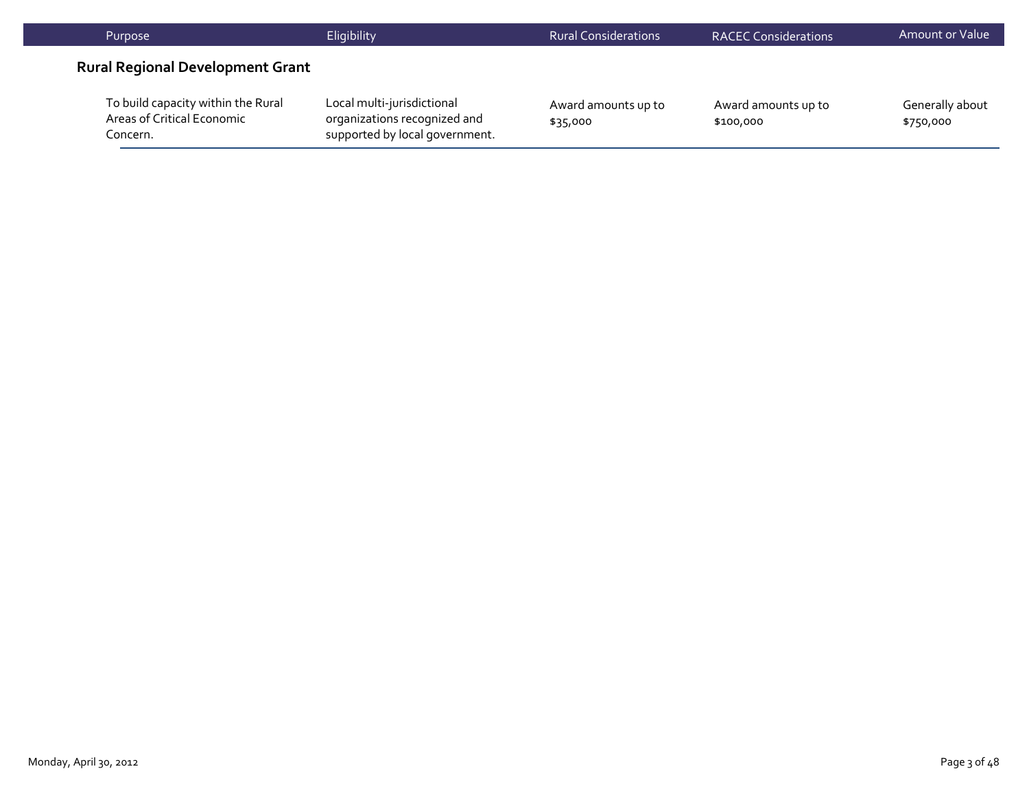| Purpose | Eligibility | Rural Considerations | RACEC Considerations | Amount or Value |
|---|---|---|---|---|

## Rural Regional Development Grant

| Purpose | Eligibility | Rural Considerations | RACEC Considerations | Amount or Value |
|---|---|---|---|---|
| To build capacity within the Rural Areas of Critical Economic Concern. | Local multi-jurisdictional organizations recognized and supported by local government. | Award amounts up to $35,000 | Award amounts up to $100,000 | Generally about $750,000 |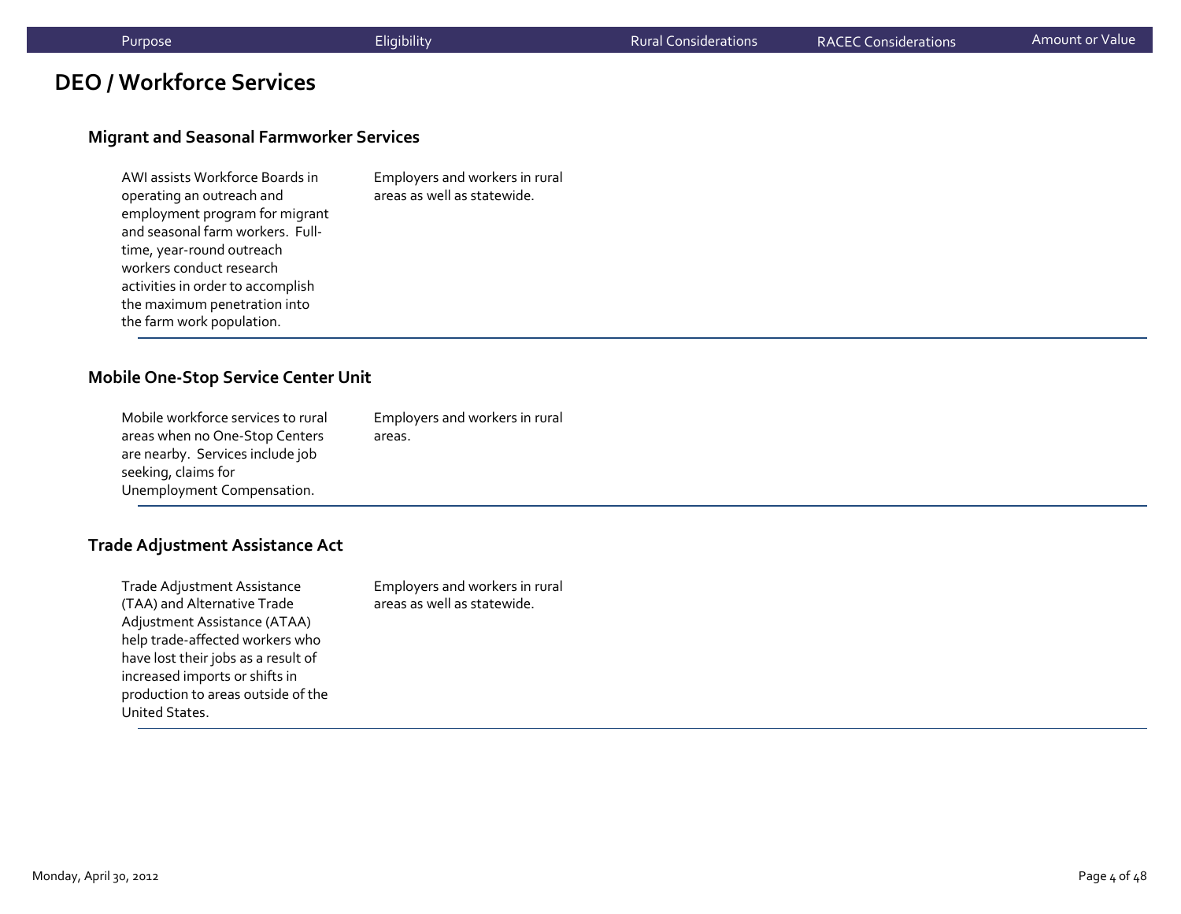## DEO / Workforce Services

| Purpose | Eligibility | Rural Considerations | RACEC Considerations | Amount or Value |
|---|---|---|---|---|
| **Migrant and Seasonal Farmworker Services** | | | | |
| AWI assists Workforce Boards in operating an outreach and employment program for migrant and seasonal farm workers. Full-time, year-round outreach workers conduct research activities in order to accomplish the maximum penetration into the farm work population. | Employers and workers in rural areas as well as statewide. | | | |
| **Mobile One-Stop Service Center Unit** | | | | |
| Mobile workforce services to rural areas when no One-Stop Centers are nearby. Services include job seeking, claims for Unemployment Compensation. | Employers and workers in rural areas. | | | |
| **Trade Adjustment Assistance Act** | | | | |
| Trade Adjustment Assistance (TAA) and Alternative Trade Adjustment Assistance (ATAA) help trade-affected workers who have lost their jobs as a result of increased imports or shifts in production to areas outside of the United States. | Employers and workers in rural areas as well as statewide. | | | |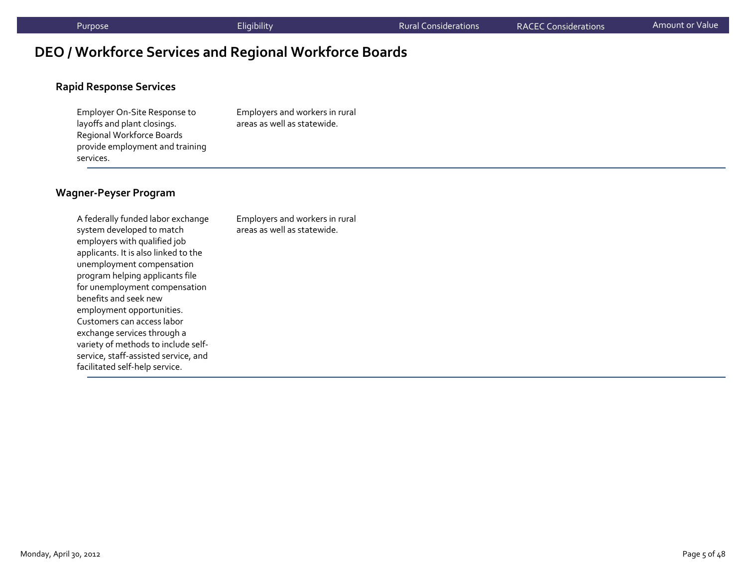| Purpose | Eligibility | Rural Considerations | RACEC Considerations | Amount or Value |
| --- | --- | --- | --- | --- |

## DEO / Workforce Services and Regional Workforce Boards

### Rapid Response Services

| Purpose | Eligibility | Rural Considerations | RACEC Considerations | Amount or Value |
| --- | --- | --- | --- | --- |
| Employer On-Site Response to layoffs and plant closings. Regional Workforce Boards provide employment and training services. | Employers and workers in rural areas as well as statewide. | | | |

### Wagner-Peyser Program

| Purpose | Eligibility | Rural Considerations | RACEC Considerations | Amount or Value |
| --- | --- | --- | --- | --- |
| A federally funded labor exchange system developed to match employers with qualified job applicants. It is also linked to the unemployment compensation program helping applicants file for unemployment compensation benefits and seek new employment opportunities. Customers can access labor exchange services through a variety of methods to include self-service, staff-assisted service, and facilitated self-help service. | Employers and workers in rural areas as well as statewide. | | | |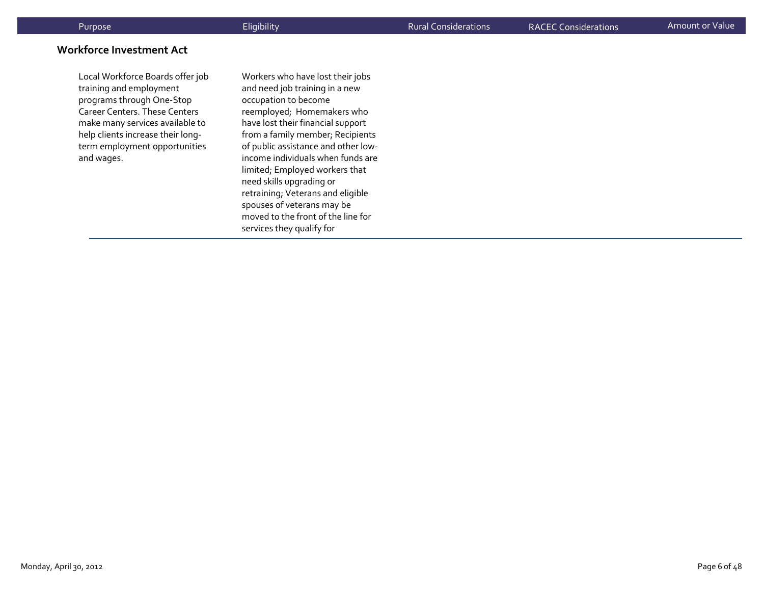## Workforce Investment Act

| Purpose | Eligibility | Rural Considerations | RACEC Considerations | Amount or Value |
|---|---|---|---|---|
| Local Workforce Boards offer job training and employment programs through One-Stop Career Centers. These Centers make many services available to help clients increase their long-term employment opportunities and wages. | Workers who have lost their jobs and need job training in a new occupation to become reemployed; Homemakers who have lost their financial support from a family member; Recipients of public assistance and other low-income individuals when funds are limited; Employed workers that need skills upgrading or retraining; Veterans and eligible spouses of veterans may be moved to the front of the line for services they qualify for | | | |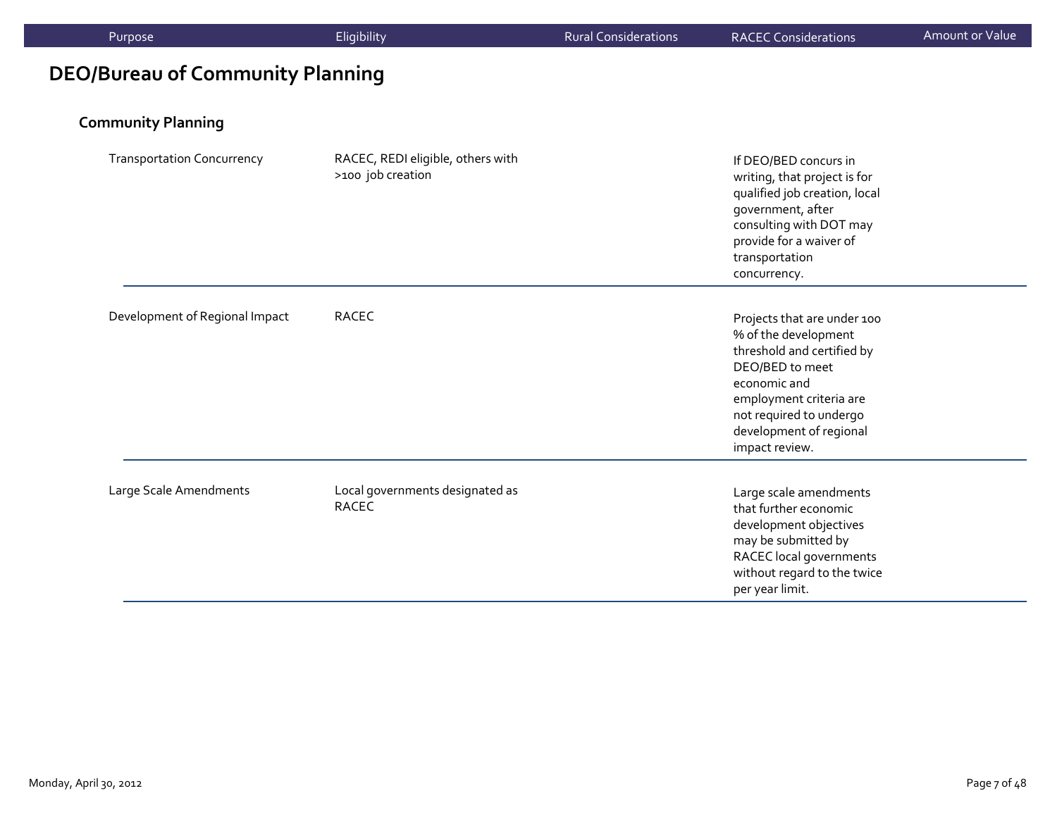## DEO/Bureau of Community Planning

### Community Planning

| Purpose | Eligibility | Rural Considerations | RACEC Considerations | Amount or Value |
|---|---|---|---|---|
| Transportation Concurrency | RACEC, REDI eligible, others with >100 job creation | | If DEO/BED concurs in writing, that project is for qualified job creation, local government, after consulting with DOT may provide for a waiver of transportation concurrency. | |
| Development of Regional Impact | RACEC | | Projects that are under 100 % of the development threshold and certified by DEO/BED to meet economic and employment criteria are not required to undergo development of regional impact review. | |
| Large Scale Amendments | Local governments designated as RACEC | | Large scale amendments that further economic development objectives may be submitted by RACEC local governments without regard to the twice per year limit. | |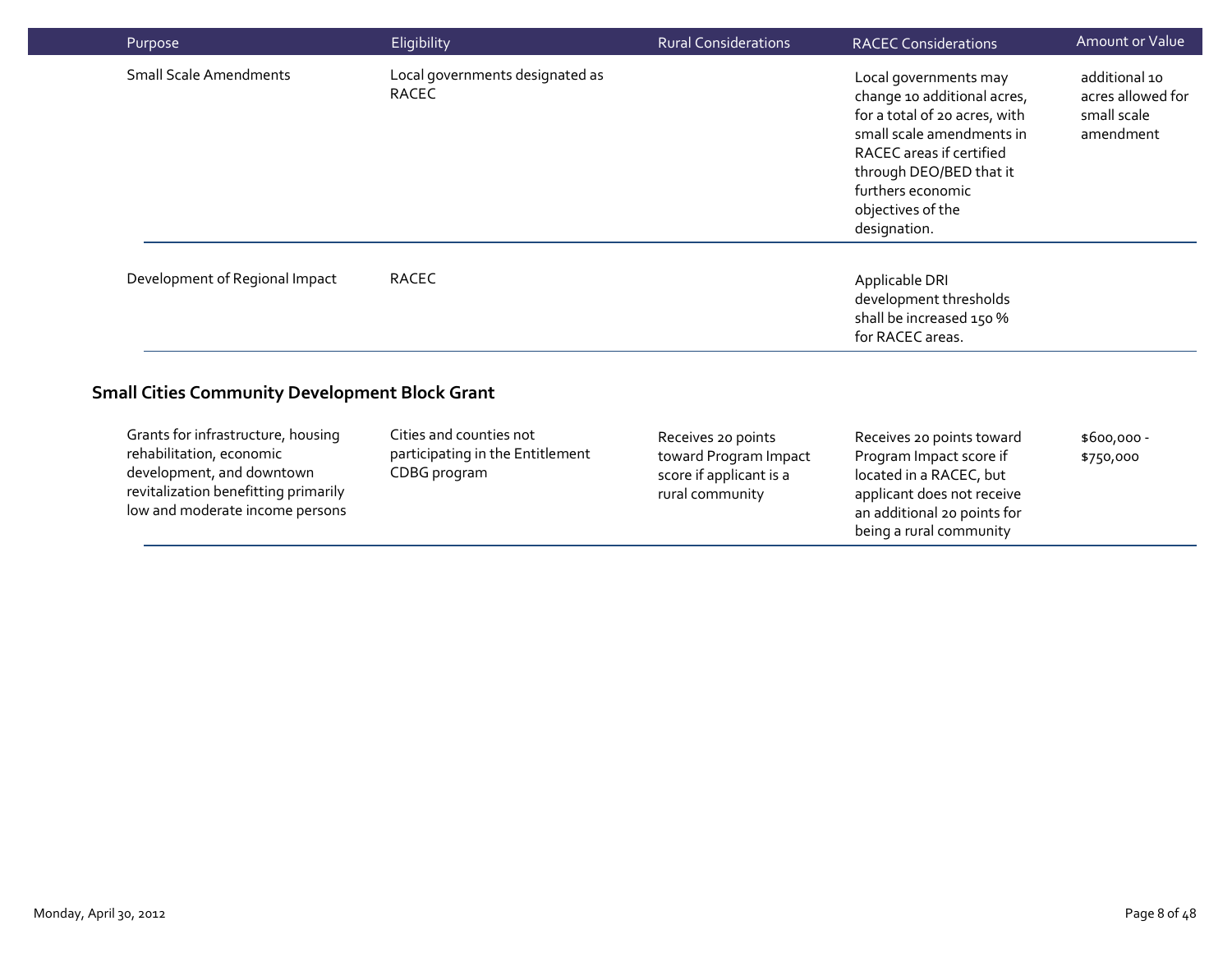| Purpose | Eligibility | Rural Considerations | RACEC Considerations | Amount or Value |
| --- | --- | --- | --- | --- |
| Small Scale Amendments | Local governments designated as RACEC | | Local governments may change 10 additional acres, for a total of 20 acres, with small scale amendments in RACEC areas if certified through DEO/BED that it furthers economic objectives of the designation. | additional 10 acres allowed for small scale amendment |
| Development of Regional Impact | RACEC | | Applicable DRI development thresholds shall be increased 150 % for RACEC areas. | |

### Small Cities Community Development Block Grant

| Purpose | Eligibility | Rural Considerations | RACEC Considerations | Amount or Value |
| --- | --- | --- | --- | --- |
| Grants for infrastructure, housing rehabilitation, economic development, and downtown revitalization benefitting primarily low and moderate income persons | Cities and counties not participating in the Entitlement CDBG program | Receives 20 points toward Program Impact score if applicant is a rural community | Receives 20 points toward Program Impact score if located in a RACEC, but applicant does not receive an additional 20 points for being a rural community | $600,000 - $750,000 |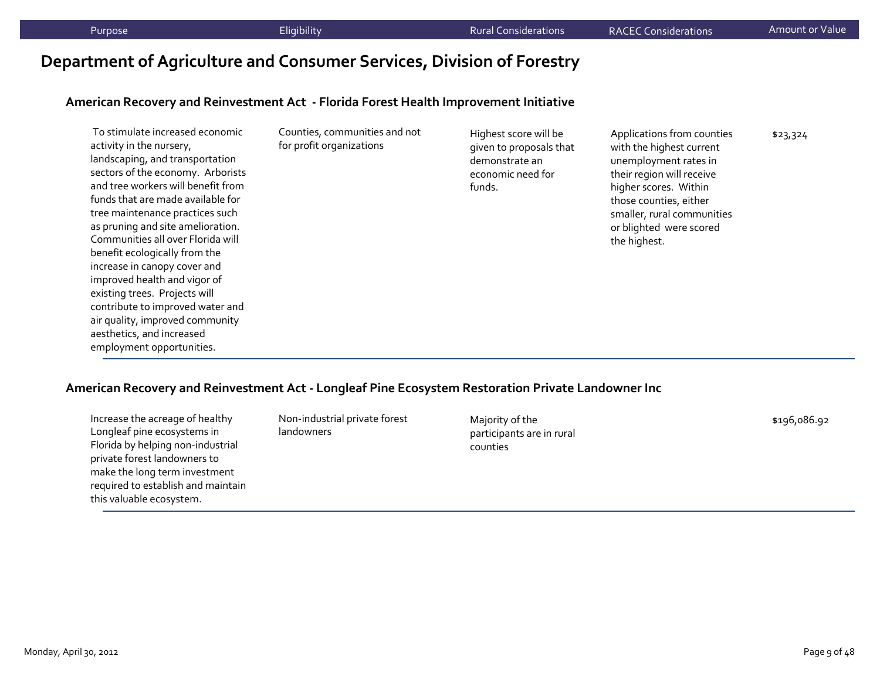## Department of Agriculture and Consumer Services, Division of Forestry

### American Recovery and Reinvestment Act - Florida Forest Health Improvement Initiative

| Purpose | Eligibility | Rural Considerations | RACEC Considerations | Amount or Value |
|---|---|---|---|---|
| To stimulate increased economic activity in the nursery, landscaping, and transportation sectors of the economy. Arborists and tree workers will benefit from funds that are made available for tree maintenance practices such as pruning and site amelioration. Communities all over Florida will benefit ecologically from the increase in canopy cover and improved health and vigor of existing trees. Projects will contribute to improved water and air quality, improved community aesthetics, and increased employment opportunities. | Counties, communities and not for profit organizations | Highest score will be given to proposals that demonstrate an economic need for funds. | Applications from counties with the highest current unemployment rates in their region will receive higher scores. Within those counties, either smaller, rural communities or blighted were scored the highest. | $23,324 |

### American Recovery and Reinvestment Act - Longleaf Pine Ecosystem Restoration Private Landowner Inc

| Purpose | Eligibility | Rural Considerations | RACEC Considerations | Amount or Value |
|---|---|---|---|---|
| Increase the acreage of healthy Longleaf pine ecosystems in Florida by helping non-industrial private forest landowners to make the long term investment required to establish and maintain this valuable ecosystem. | Non-industrial private forest landowners | Majority of the participants are in rural counties | | $196,086.92 |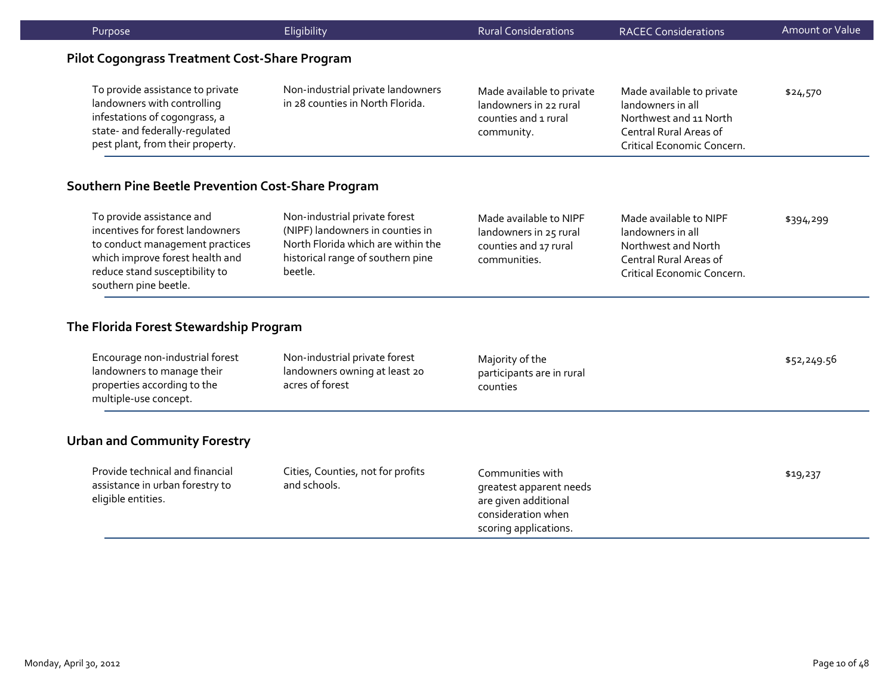| Purpose | Eligibility | Rural Considerations | RACEC Considerations | Amount or Value |
|---|---|---|---|---|
| **Pilot Cogongrass Treatment Cost-Share Program** | | | | |
| To provide assistance to private landowners with controlling infestations of cogongrass, a state- and federally-regulated pest plant, from their property. | Non-industrial private landowners in 28 counties in North Florida. | Made available to private landowners in 22 rural counties and 1 rural community. | Made available to private landowners in all Northwest and 11 North Central Rural Areas of Critical Economic Concern. | $24,570 |
| **Southern Pine Beetle Prevention Cost-Share Program** | | | | |
| To provide assistance and incentives for forest landowners to conduct management practices which improve forest health and reduce stand susceptibility to southern pine beetle. | Non-industrial private forest (NIPF) landowners in counties in North Florida which are within the historical range of southern pine beetle. | Made available to NIPF landowners in 25 rural counties and 17 rural communities. | Made available to NIPF landowners in all Northwest and North Central Rural Areas of Critical Economic Concern. | $394,299 |
| **The Florida Forest Stewardship Program** | | | | |
| Encourage non-industrial forest landowners to manage their properties according to the multiple-use concept. | Non-industrial private forest landowners owning at least 20 acres of forest | Majority of the participants are in rural counties | | $52,249.56 |
| **Urban and Community Forestry** | | | | |
| Provide technical and financial assistance in urban forestry to eligible entities. | Cities, Counties, not for profits and schools. | Communities with greatest apparent needs are given additional consideration when scoring applications. | | $19,237 |

Monday, April 30, 2012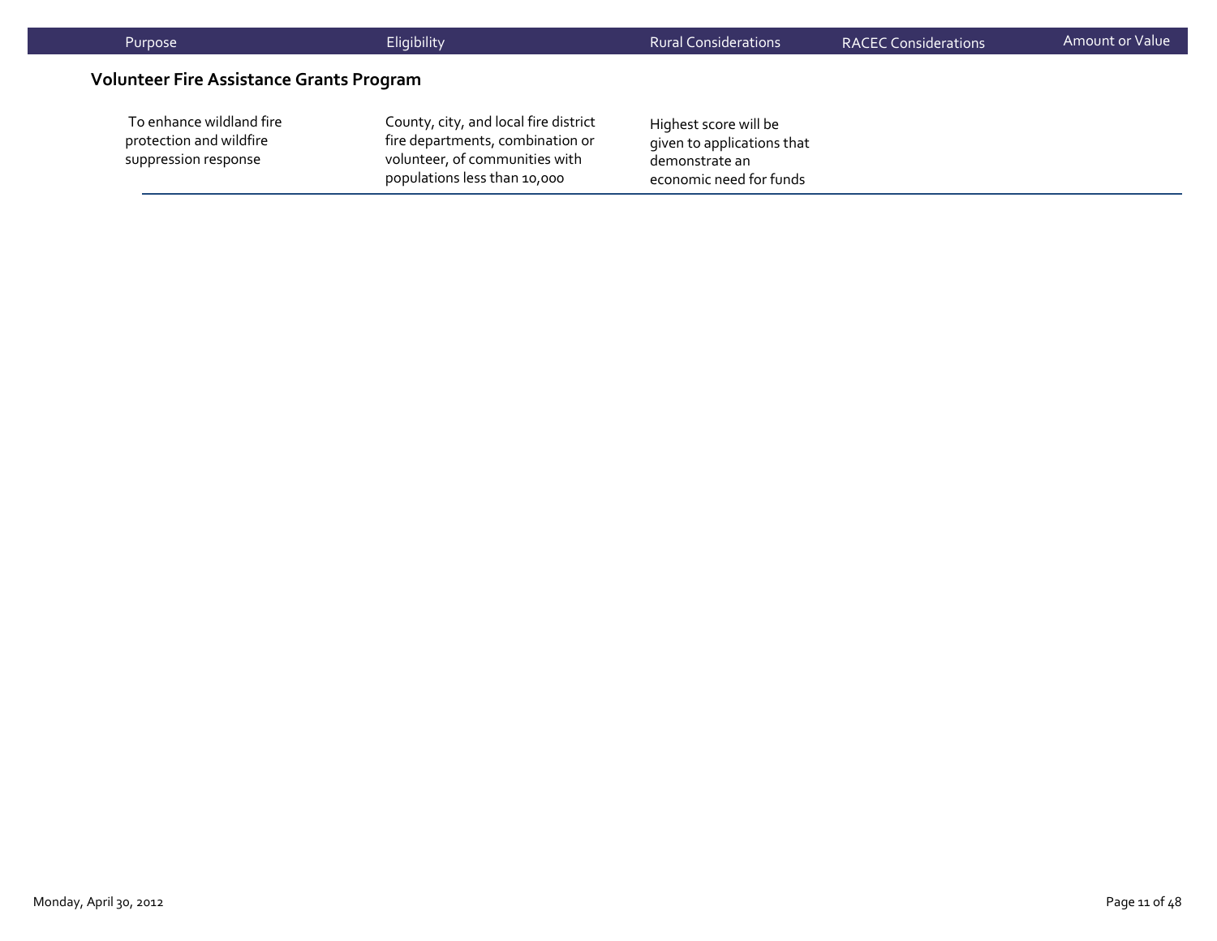| Purpose | Eligibility | Rural Considerations | RACEC Considerations | Amount or Value |
|---|---|---|---|---|

### Volunteer Fire Assistance Grants Program

| Purpose | Eligibility | Rural Considerations | RACEC Considerations | Amount or Value |
|---|---|---|---|---|
| To enhance wildland fire protection and wildfire suppression response | County, city, and local fire district fire departments, combination or volunteer, of communities with populations less than 10,000 | Highest score will be given to applications that demonstrate an economic need for funds | | |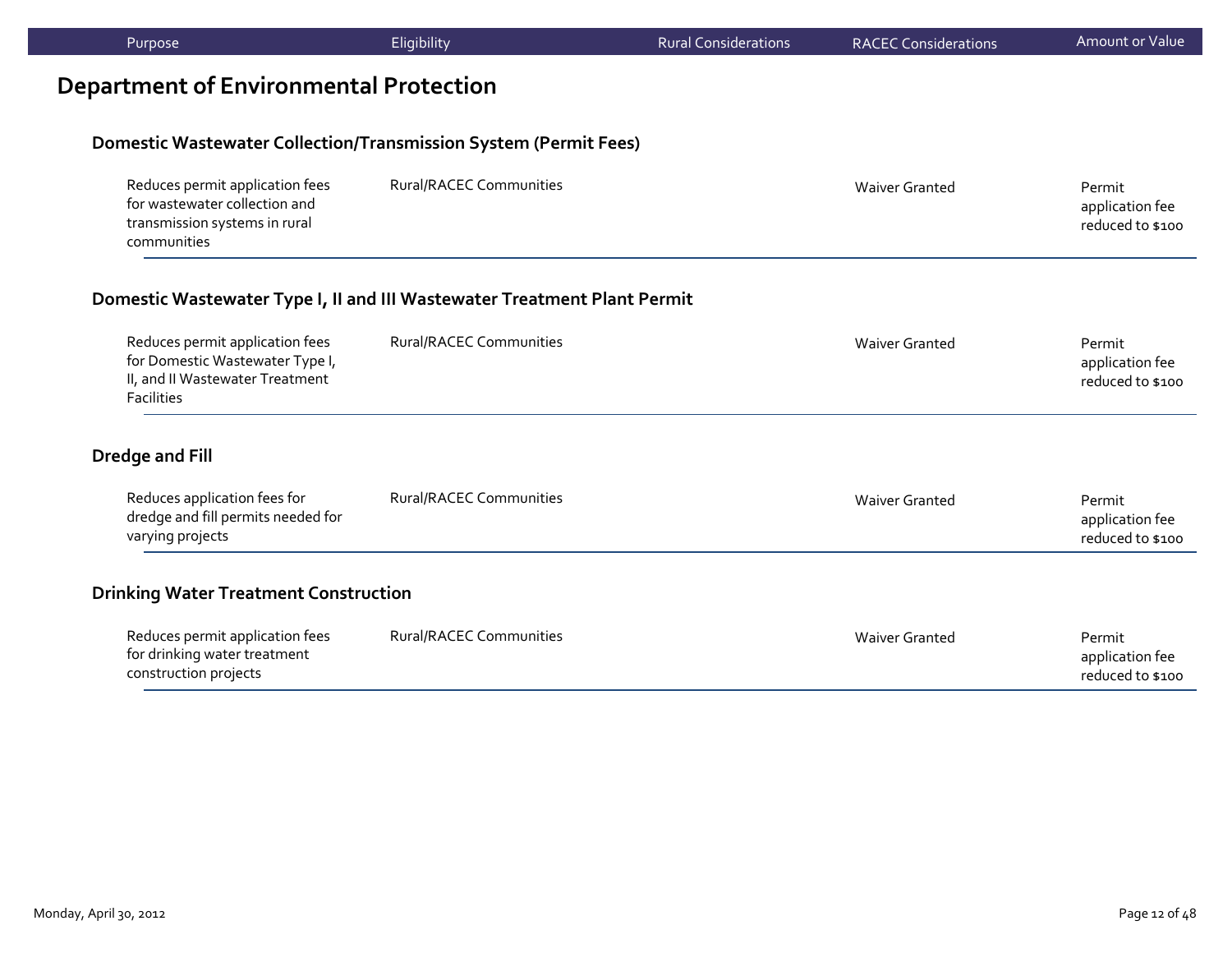## Department of Environmental Protection

| Purpose | Eligibility | Rural Considerations | RACEC Considerations | Amount or Value |
|---|---|---|---|---|
| **Domestic Wastewater Collection/Transmission System (Permit Fees)** | | | | |
| Reduces permit application fees for wastewater collection and transmission systems in rural communities | Rural/RACEC Communities | | Waiver Granted | Permit application fee reduced to $100 |
| **Domestic Wastewater Type I, II and III Wastewater Treatment Plant Permit** | | | | |
| Reduces permit application fees for Domestic Wastewater Type I, II, and II Wastewater Treatment Facilities | Rural/RACEC Communities | | Waiver Granted | Permit application fee reduced to $100 |
| **Dredge and Fill** | | | | |
| Reduces application fees for dredge and fill permits needed for varying projects | Rural/RACEC Communities | | Waiver Granted | Permit application fee reduced to $100 |
| **Drinking Water Treatment Construction** | | | | |
| Reduces permit application fees for drinking water treatment construction projects | Rural/RACEC Communities | | Waiver Granted | Permit application fee reduced to $100 |

Monday, April 30, 2012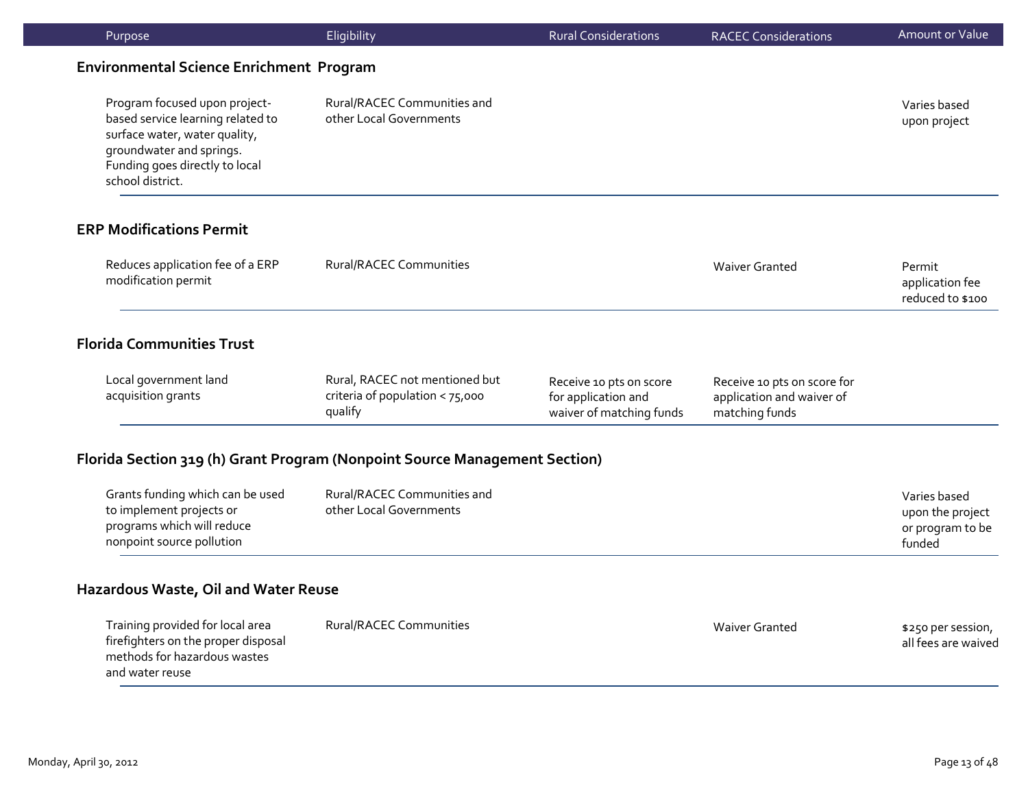| Purpose | Eligibility | Rural Considerations | RACEC Considerations | Amount or Value |
| --- | --- | --- | --- | --- |

### Environmental Science Enrichment Program

| Purpose | Eligibility | Rural Considerations | RACEC Considerations | Amount or Value |
| --- | --- | --- | --- | --- |
| Program focused upon project-based service learning related to surface water, water quality, groundwater and springs. Funding goes directly to local school district. | Rural/RACEC Communities and other Local Governments | | | Varies based upon project |

### ERP Modifications Permit

| Purpose | Eligibility | Rural Considerations | RACEC Considerations | Amount or Value |
| --- | --- | --- | --- | --- |
| Reduces application fee of a ERP modification permit | Rural/RACEC Communities | | Waiver Granted | Permit application fee reduced to $100 |

### Florida Communities Trust

| Purpose | Eligibility | Rural Considerations | RACEC Considerations | Amount or Value |
| --- | --- | --- | --- | --- |
| Local government land acquisition grants | Rural, RACEC not mentioned but criteria of population < 75,000 qualify | Receive 10 pts on score for application and waiver of matching funds | Receive 10 pts on score for application and waiver of matching funds | |

### Florida Section 319 (h) Grant Program (Nonpoint Source Management Section)

| Purpose | Eligibility | Rural Considerations | RACEC Considerations | Amount or Value |
| --- | --- | --- | --- | --- |
| Grants funding which can be used to implement projects or programs which will reduce nonpoint source pollution | Rural/RACEC Communities and other Local Governments | | | Varies based upon the project or program to be funded |

### Hazardous Waste, Oil and Water Reuse

| Purpose | Eligibility | Rural Considerations | RACEC Considerations | Amount or Value |
| --- | --- | --- | --- | --- |
| Training provided for local area firefighters on the proper disposal methods for hazardous wastes and water reuse | Rural/RACEC Communities | | Waiver Granted | $250 per session, all fees are waived |

Monday, April 30, 2012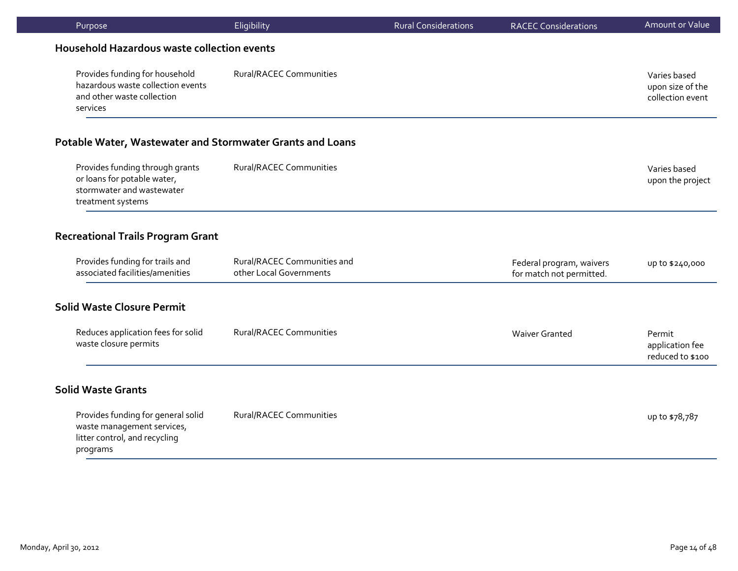| Purpose | Eligibility | Rural Considerations | RACEC Considerations | Amount or Value |
|---|---|---|---|---|
| **Household Hazardous waste collection events** | | | | |
| Provides funding for household hazardous waste collection events and other waste collection services | Rural/RACEC Communities | | | Varies based upon size of the collection event |
| **Potable Water, Wastewater and Stormwater Grants and Loans** | | | | |
| Provides funding through grants or loans for potable water, stormwater and wastewater treatment systems | Rural/RACEC Communities | | | Varies based upon the project |
| **Recreational Trails Program Grant** | | | | |
| Provides funding for trails and associated facilities/amenities | Rural/RACEC Communities and other Local Governments | | Federal program, waivers for match not permitted. | up to $240,000 |
| **Solid Waste Closure Permit** | | | | |
| Reduces application fees for solid waste closure permits | Rural/RACEC Communities | | Waiver Granted | Permit application fee reduced to $100 |
| **Solid Waste Grants** | | | | |
| Provides funding for general solid waste management services, litter control, and recycling programs | Rural/RACEC Communities | | | up to $78,787 |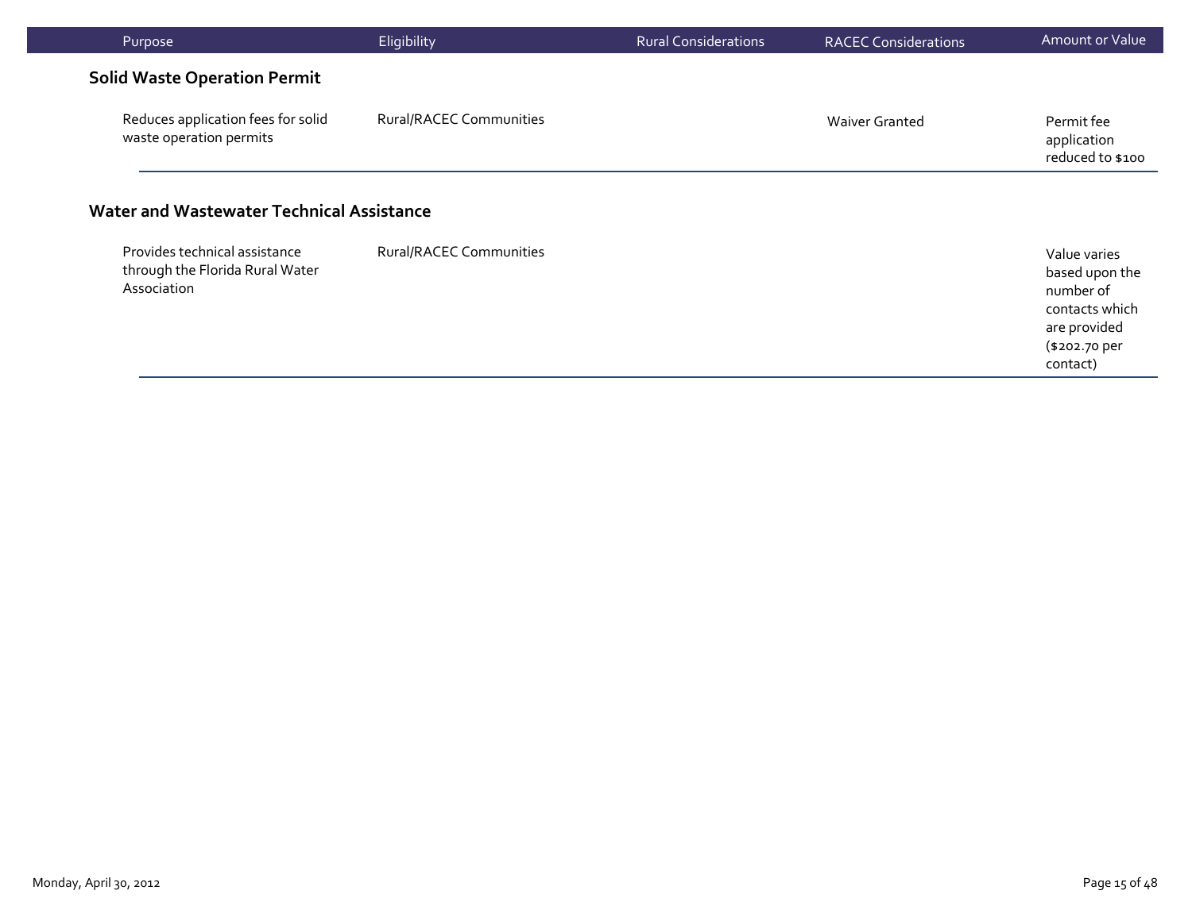| Purpose | Eligibility | Rural Considerations | RACEC Considerations | Amount or Value |
| --- | --- | --- | --- | --- |

### Solid Waste Operation Permit

| Purpose | Eligibility | Rural Considerations | RACEC Considerations | Amount or Value |
| --- | --- | --- | --- | --- |
| Reduces application fees for solid waste operation permits | Rural/RACEC Communities | | Waiver Granted | Permit fee application reduced to $100 |

### Water and Wastewater Technical Assistance

| Purpose | Eligibility | Rural Considerations | RACEC Considerations | Amount or Value |
| --- | --- | --- | --- | --- |
| Provides technical assistance through the Florida Rural Water Association | Rural/RACEC Communities | | | Value varies based upon the number of contacts which are provided ($202.70 per contact) |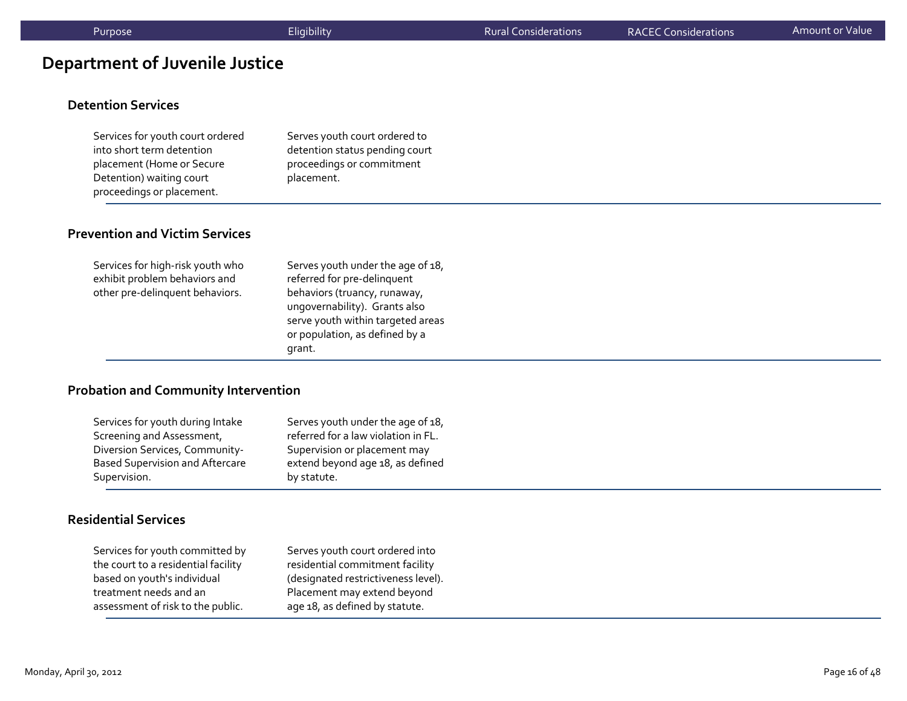## Department of Juvenile Justice

| Purpose | Eligibility | Rural Considerations | RACEC Considerations | Amount or Value |
|---|---|---|---|---|
| **Detention Services** | | | | |
| Services for youth court ordered into short term detention placement (Home or Secure Detention) waiting court proceedings or placement. | Serves youth court ordered to detention status pending court proceedings or commitment placement. | | | |
| **Prevention and Victim Services** | | | | |
| Services for high-risk youth who exhibit problem behaviors and other pre-delinquent behaviors. | Serves youth under the age of 18, referred for pre-delinquent behaviors (truancy, runaway, ungovernability). Grants also serve youth within targeted areas or population, as defined by a grant. | | | |
| **Probation and Community Intervention** | | | | |
| Services for youth during Intake Screening and Assessment, Diversion Services, Community-Based Supervision and Aftercare Supervision. | Serves youth under the age of 18, referred for a law violation in FL. Supervision or placement may extend beyond age 18, as defined by statute. | | | |
| **Residential Services** | | | | |
| Services for youth committed by the court to a residential facility based on youth's individual treatment needs and an assessment of risk to the public. | Serves youth court ordered into residential commitment facility (designated restrictiveness level). Placement may extend beyond age 18, as defined by statute. | | | |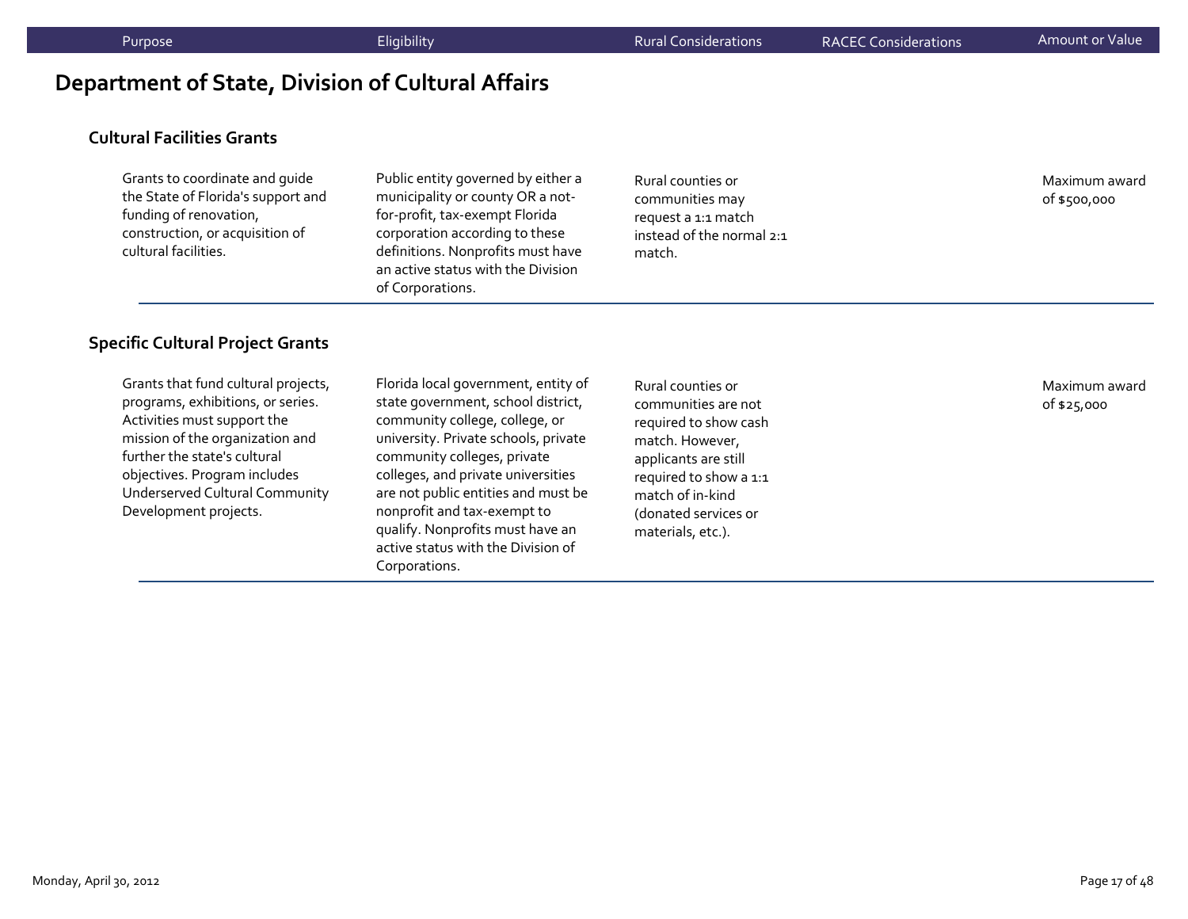| Purpose | Eligibility | Rural Considerations | RACEC Considerations | Amount or Value |
|---|---|---|---|---|

## Department of State, Division of Cultural Affairs

### Cultural Facilities Grants

| Purpose | Eligibility | Rural Considerations | RACEC Considerations | Amount or Value |
|---|---|---|---|---|
| Grants to coordinate and guide the State of Florida's support and funding of renovation, construction, or acquisition of cultural facilities. | Public entity governed by either a municipality or county OR a not-for-profit, tax-exempt Florida corporation according to these definitions. Nonprofits must have an active status with the Division of Corporations. | Rural counties or communities may request a 1:1 match instead of the normal 2:1 match. | | Maximum award of $500,000 |

### Specific Cultural Project Grants

| Purpose | Eligibility | Rural Considerations | RACEC Considerations | Amount or Value |
|---|---|---|---|---|
| Grants that fund cultural projects, programs, exhibitions, or series. Activities must support the mission of the organization and further the state's cultural objectives. Program includes Underserved Cultural Community Development projects. | Florida local government, entity of state government, school district, community college, college, or university. Private schools, private community colleges, private colleges, and private universities are not public entities and must be nonprofit and tax-exempt to qualify. Nonprofits must have an active status with the Division of Corporations. | Rural counties or communities are not required to show cash match. However, applicants are still required to show a 1:1 match of in-kind (donated services or materials, etc.). | | Maximum award of $25,000 |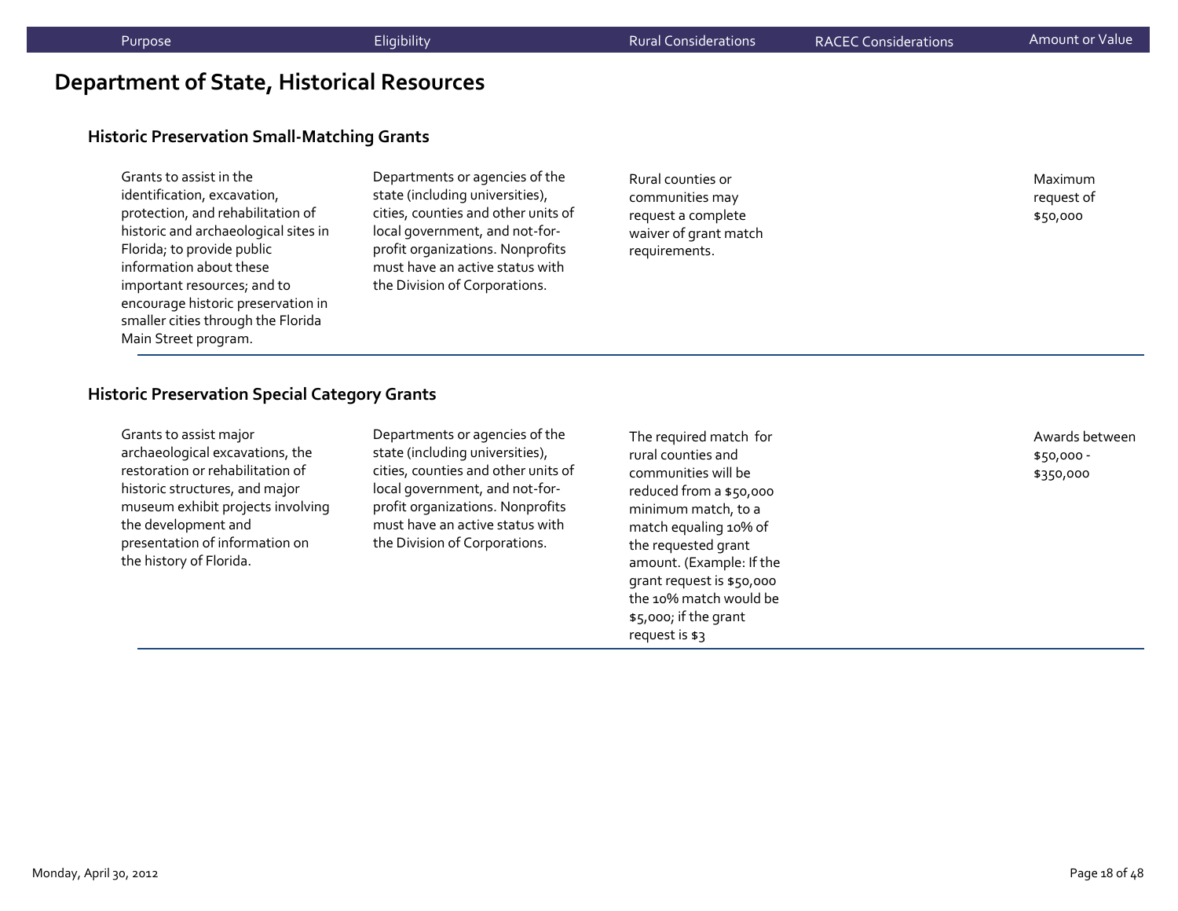| Purpose | Eligibility | Rural Considerations | RACEC Considerations | Amount or Value |
|---|---|---|---|---|

## Department of State, Historical Resources

### Historic Preservation Small-Matching Grants

| Purpose | Eligibility | Rural Considerations | RACEC Considerations | Amount or Value |
|---|---|---|---|---|
| Grants to assist in the identification, excavation, protection, and rehabilitation of historic and archaeological sites in Florida; to provide public information about these important resources; and to encourage historic preservation in smaller cities through the Florida Main Street program. | Departments or agencies of the state (including universities), cities, counties and other units of local government, and not-for-profit organizations. Nonprofits must have an active status with the Division of Corporations. | Rural counties or communities may request a complete waiver of grant match requirements. | | Maximum request of $50,000 |

### Historic Preservation Special Category Grants

| Purpose | Eligibility | Rural Considerations | RACEC Considerations | Amount or Value |
|---|---|---|---|---|
| Grants to assist major archaeological excavations, the restoration or rehabilitation of historic structures, and major museum exhibit projects involving the development and presentation of information on the history of Florida. | Departments or agencies of the state (including universities), cities, counties and other units of local government, and not-for-profit organizations. Nonprofits must have an active status with the Division of Corporations. | The required match for rural counties and communities will be reduced from a $50,000 minimum match, to a match equaling 10% of the requested grant amount. (Example: If the grant request is $50,000 the 10% match would be $5,000; if the grant request is $3 | | Awards between $50,000 - $350,000 |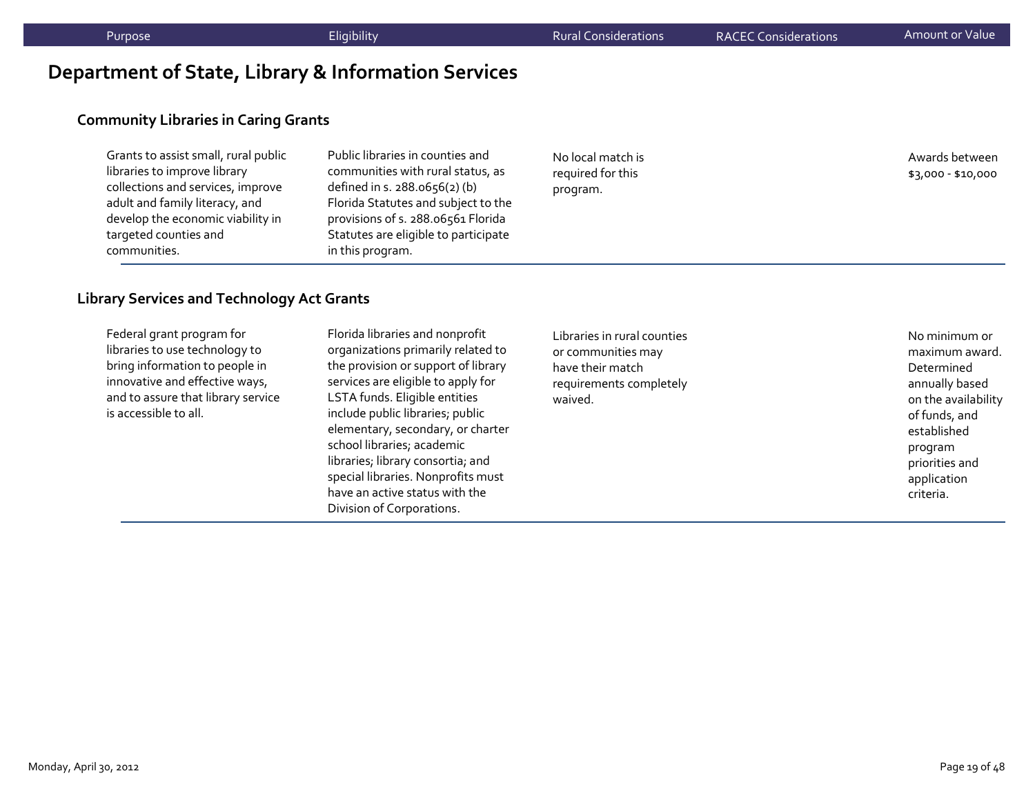## Department of State, Library & Information Services

### Community Libraries in Caring Grants

| Purpose | Eligibility | Rural Considerations | RACEC Considerations | Amount or Value |
|---|---|---|---|---|
| Grants to assist small, rural public libraries to improve library collections and services, improve adult and family literacy, and develop the economic viability in targeted counties and communities. | Public libraries in counties and communities with rural status, as defined in s. 288.0656(2) (b) Florida Statutes and subject to the provisions of s. 288.06561 Florida Statutes are eligible to participate in this program. | No local match is required for this program. | | Awards between $3,000 - $10,000 |

### Library Services and Technology Act Grants

| Purpose | Eligibility | Rural Considerations | RACEC Considerations | Amount or Value |
|---|---|---|---|---|
| Federal grant program for libraries to use technology to bring information to people in innovative and effective ways, and to assure that library service is accessible to all. | Florida libraries and nonprofit organizations primarily related to the provision or support of library services are eligible to apply for LSTA funds. Eligible entities include public libraries; public elementary, secondary, or charter school libraries; academic libraries; library consortia; and special libraries. Nonprofits must have an active status with the Division of Corporations. | Libraries in rural counties or communities may have their match requirements completely waived. | | No minimum or maximum award. Determined annually based on the availability of funds, and established program priorities and application criteria. |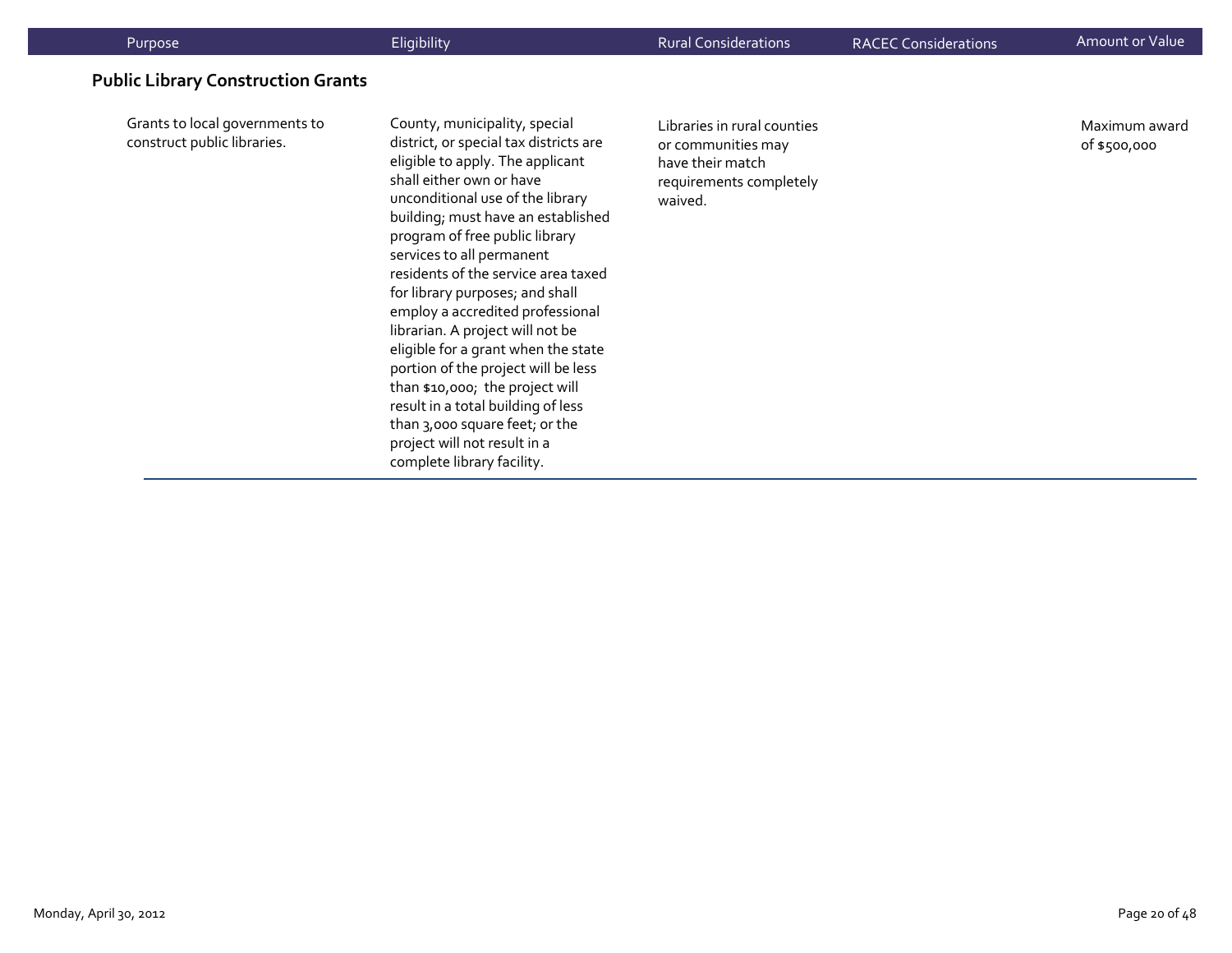| Purpose | Eligibility | Rural Considerations | RACEC Considerations | Amount or Value |
|---|---|---|---|---|

**Public Library Construction Grants**

| Purpose | Eligibility | Rural Considerations | RACEC Considerations | Amount or Value |
|---|---|---|---|---|
| Grants to local governments to construct public libraries. | County, municipality, special district, or special tax districts are eligible to apply. The applicant shall either own or have unconditional use of the library building; must have an established program of free public library services to all permanent residents of the service area taxed for library purposes; and shall employ a accredited professional librarian. A project will not be eligible for a grant when the state portion of the project will be less than $10,000; the project will result in a total building of less than 3,000 square feet; or the project will not result in a complete library facility. | Libraries in rural counties or communities may have their match requirements completely waived. | | Maximum award of $500,000 |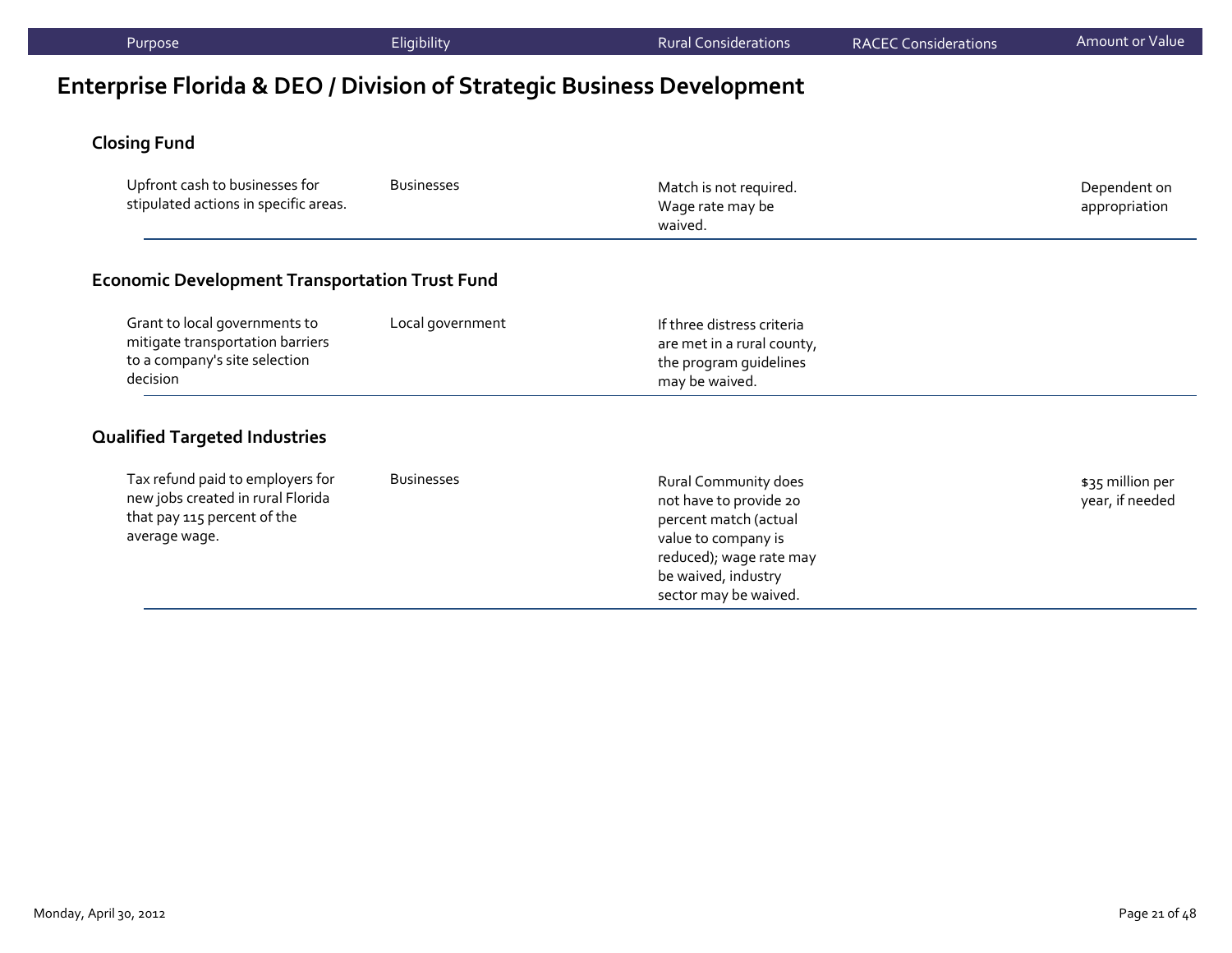## Enterprise Florida & DEO / Division of Strategic Business Development

| Purpose | Eligibility | Rural Considerations | RACEC Considerations | Amount or Value |
|---|---|---|---|---|
| **Closing Fund** | | | | |
| Upfront cash to businesses for stipulated actions in specific areas. | Businesses | Match is not required. Wage rate may be waived. | | Dependent on appropriation |
| **Economic Development Transportation Trust Fund** | | | | |
| Grant to local governments to mitigate transportation barriers to a company's site selection decision | Local government | If three distress criteria are met in a rural county, the program guidelines may be waived. | | |
| **Qualified Targeted Industries** | | | | |
| Tax refund paid to employers for new jobs created in rural Florida that pay 115 percent of the average wage. | Businesses | Rural Community does not have to provide 20 percent match (actual value to company is reduced); wage rate may be waived, industry sector may be waived. | | $35 million per year, if needed |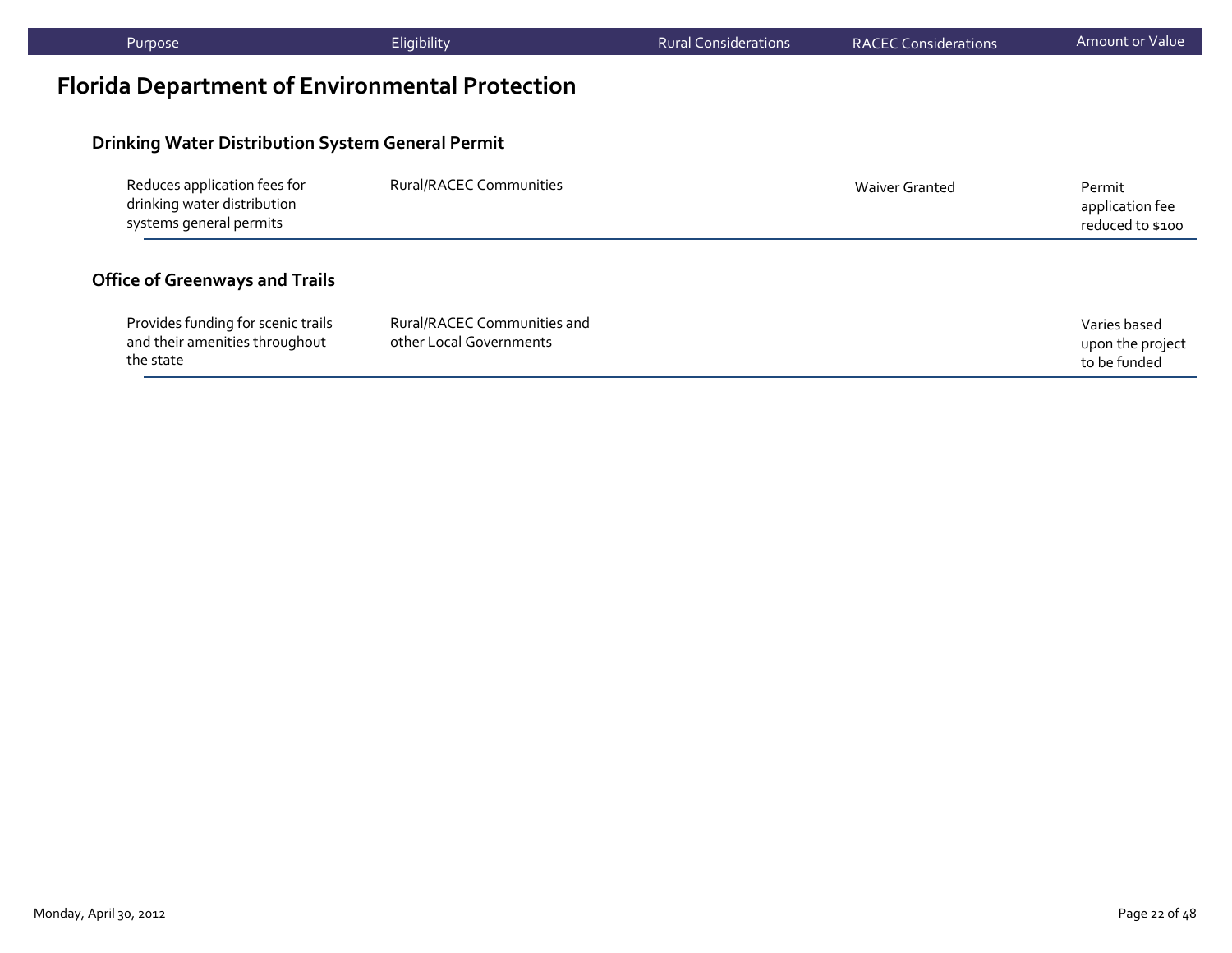# Florida Department of Environmental Protection

### Drinking Water Distribution System General Permit

| Purpose | Eligibility | Rural Considerations | RACEC Considerations | Amount or Value |
| --- | --- | --- | --- | --- |
| Reduces application fees for drinking water distribution systems general permits | Rural/RACEC Communities | | Waiver Granted | Permit application fee reduced to $100 |

### Office of Greenways and Trails

| Purpose | Eligibility | Rural Considerations | RACEC Considerations | Amount or Value |
| --- | --- | --- | --- | --- |
| Provides funding for scenic trails and their amenities throughout the state | Rural/RACEC Communities and other Local Governments | | | Varies based upon the project to be funded |

Monday, April 30, 2012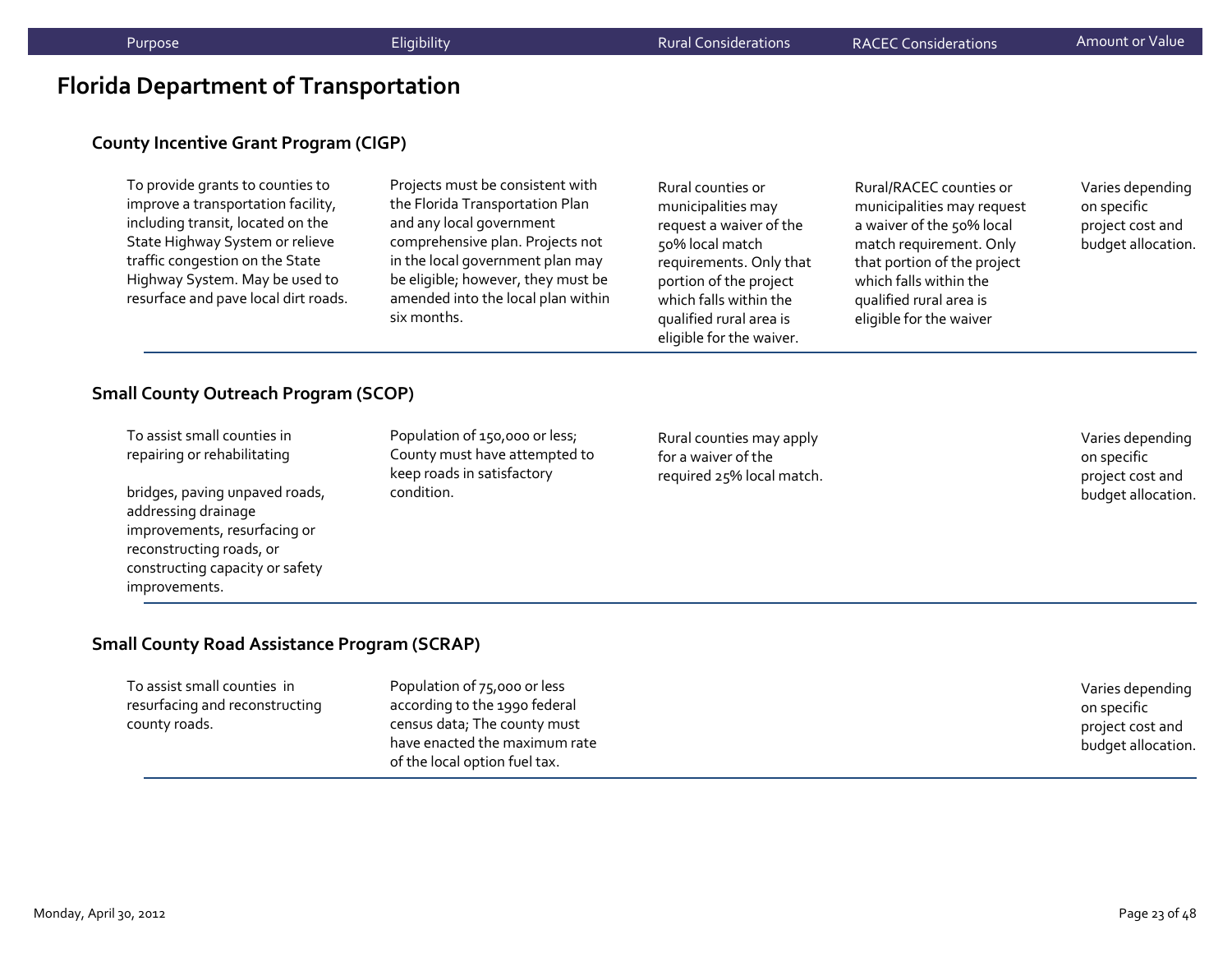# Florida Department of Transportation

## County Incentive Grant Program (CIGP)

| Purpose | Eligibility | Rural Considerations | RACEC Considerations | Amount or Value |
|---|---|---|---|---|
| To provide grants to counties to improve a transportation facility, including transit, located on the State Highway System or relieve traffic congestion on the State Highway System. May be used to resurface and pave local dirt roads. | Projects must be consistent with the Florida Transportation Plan and any local government comprehensive plan. Projects not in the local government plan may be eligible; however, they must be amended into the local plan within six months. | Rural counties or municipalities may request a waiver of the 50% local match requirements. Only that portion of the project which falls within the qualified rural area is eligible for the waiver. | Rural/RACEC counties or municipalities may request a waiver of the 50% local match requirement. Only that portion of the project which falls within the qualified rural area is eligible for the waiver | Varies depending on specific project cost and budget allocation. |

## Small County Outreach Program (SCOP)

| Purpose | Eligibility | Rural Considerations | RACEC Considerations | Amount or Value |
|---|---|---|---|---|
| To assist small counties in repairing or rehabilitating bridges, paving unpaved roads, addressing drainage improvements, resurfacing or reconstructing roads, or constructing capacity or safety improvements. | Population of 150,000 or less; County must have attempted to keep roads in satisfactory condition. | Rural counties may apply for a waiver of the required 25% local match. | | Varies depending on specific project cost and budget allocation. |

## Small County Road Assistance Program (SCRAP)

| Purpose | Eligibility | Rural Considerations | RACEC Considerations | Amount or Value |
|---|---|---|---|---|
| To assist small counties in resurfacing and reconstructing county roads. | Population of 75,000 or less according to the 1990 federal census data; The county must have enacted the maximum rate of the local option fuel tax. | | | Varies depending on specific project cost and budget allocation. |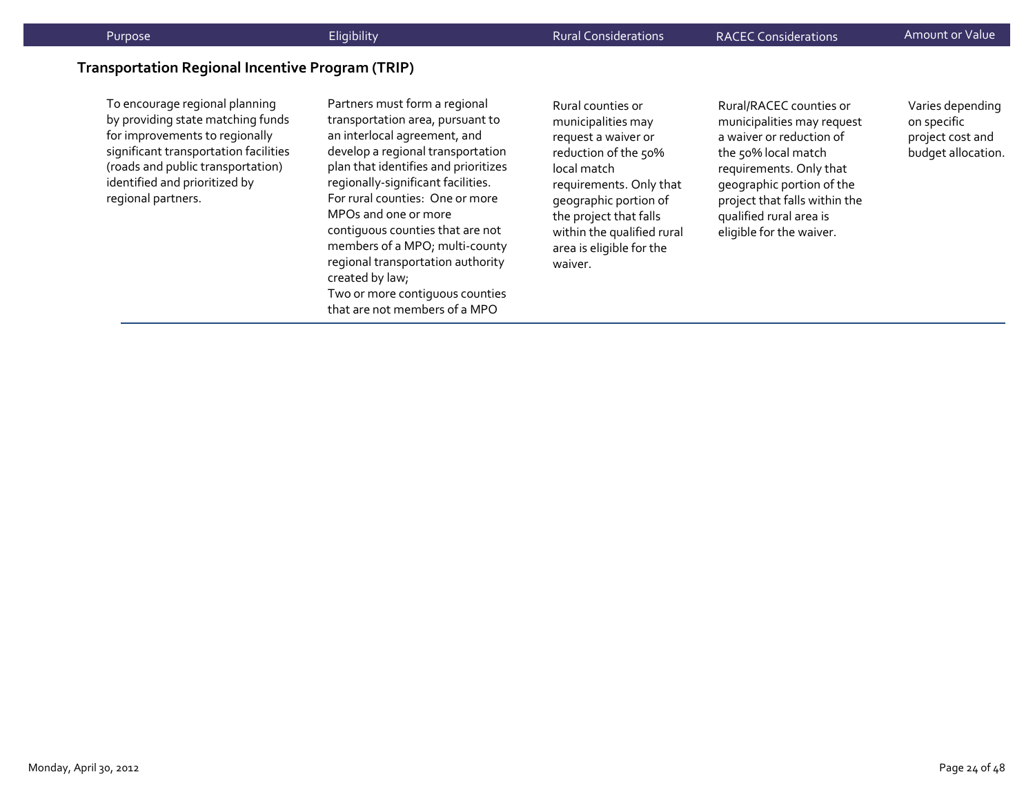| Purpose | Eligibility | Rural Considerations | RACEC Considerations | Amount or Value |
|---|---|---|---|---|

### Transportation Regional Incentive Program (TRIP)

| Purpose | Eligibility | Rural Considerations | RACEC Considerations | Amount or Value |
|---|---|---|---|---|
| To encourage regional planning by providing state matching funds for improvements to regionally significant transportation facilities (roads and public transportation) identified and prioritized by regional partners. | Partners must form a regional transportation area, pursuant to an interlocal agreement, and develop a regional transportation plan that identifies and prioritizes regionally-significant facilities. For rural counties: One or more MPOs and one or more contiguous counties that are not members of a MPO; multi-county regional transportation authority created by law; Two or more contiguous counties that are not members of a MPO | Rural counties or municipalities may request a waiver or reduction of the 50% local match requirements. Only that geographic portion of the project that falls within the qualified rural area is eligible for the waiver. | Rural/RACEC counties or municipalities may request a waiver or reduction of the 50% local match requirements. Only that geographic portion of the project that falls within the qualified rural area is eligible for the waiver. | Varies depending on specific project cost and budget allocation. |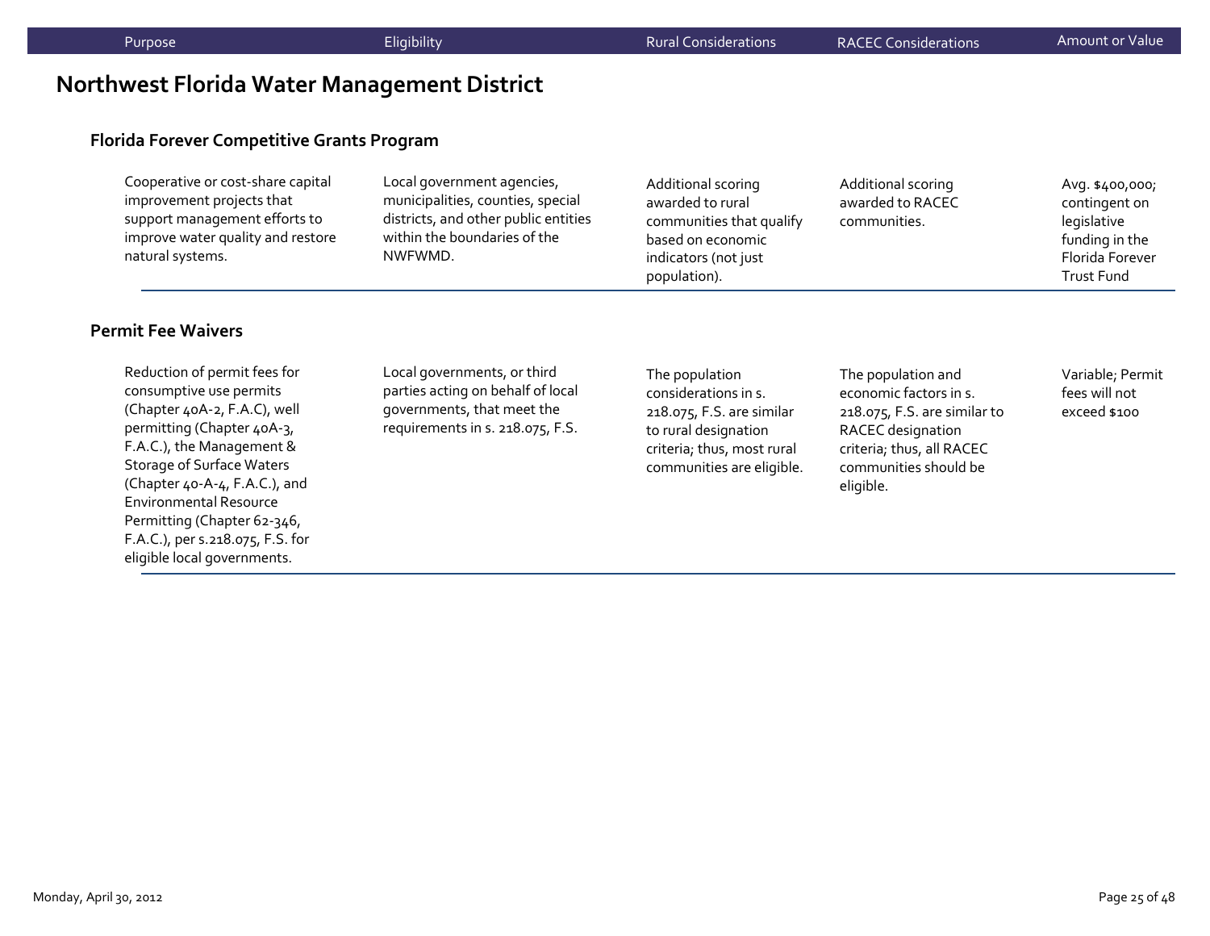## Northwest Florida Water Management District

### Florida Forever Competitive Grants Program

| Purpose | Eligibility | Rural Considerations | RACEC Considerations | Amount or Value |
|---|---|---|---|---|
| Cooperative or cost-share capital improvement projects that support management efforts to improve water quality and restore natural systems. | Local government agencies, municipalities, counties, special districts, and other public entities within the boundaries of the NWFWMD. | Additional scoring awarded to rural communities that qualify based on economic indicators (not just population). | Additional scoring awarded to RACEC communities. | Avg. $400,000; contingent on legislative funding in the Florida Forever Trust Fund |

### Permit Fee Waivers

| Purpose | Eligibility | Rural Considerations | RACEC Considerations | Amount or Value |
|---|---|---|---|---|
| Reduction of permit fees for consumptive use permits (Chapter 40A-2, F.A.C), well permitting (Chapter 40A-3, F.A.C.), the Management & Storage of Surface Waters (Chapter 40-A-4, F.A.C.), and Environmental Resource Permitting (Chapter 62-346, F.A.C.), per s.218.075, F.S. for eligible local governments. | Local governments, or third parties acting on behalf of local governments, that meet the requirements in s. 218.075, F.S. | The population considerations in s. 218.075, F.S. are similar to rural designation criteria; thus, most rural communities are eligible. | The population and economic factors in s. 218.075, F.S. are similar to RACEC designation criteria; thus, all RACEC communities should be eligible. | Variable; Permit fees will not exceed $100 |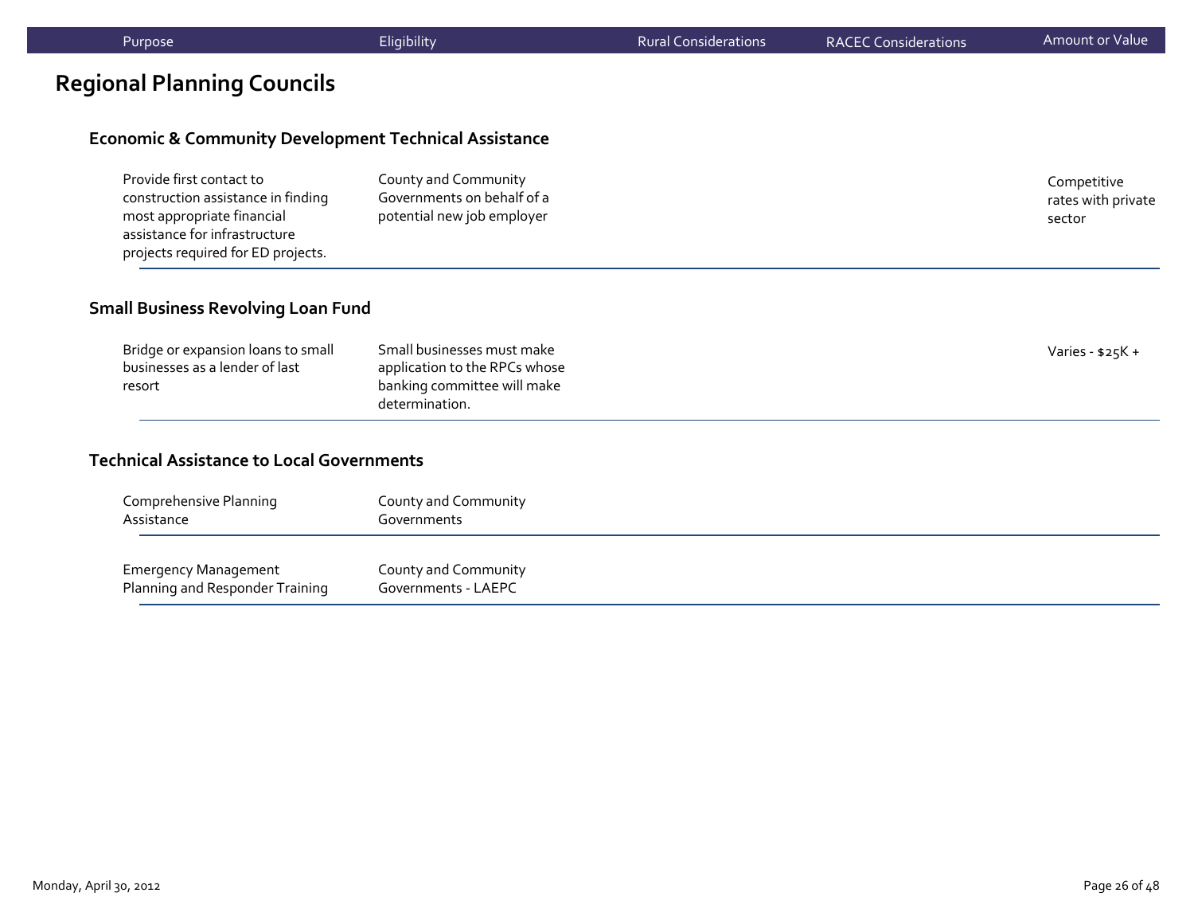# Regional Planning Councils

## Economic & Community Development Technical Assistance

| Purpose | Eligibility | Rural Considerations | RACEC Considerations | Amount or Value |
| --- | --- | --- | --- | --- |
| Provide first contact to construction assistance in finding most appropriate financial assistance for infrastructure projects required for ED projects. | County and Community Governments on behalf of a potential new job employer | | | Competitive rates with private sector |

## Small Business Revolving Loan Fund

| Purpose | Eligibility | Rural Considerations | RACEC Considerations | Amount or Value |
| --- | --- | --- | --- | --- |
| Bridge or expansion loans to small businesses as a lender of last resort | Small businesses must make application to the RPCs whose banking committee will make determination. | | | Varies - $25K + |

## Technical Assistance to Local Governments

| Purpose | Eligibility | Rural Considerations | RACEC Considerations | Amount or Value |
| --- | --- | --- | --- | --- |
| Comprehensive Planning Assistance | County and Community Governments | | | |
| Emergency Management Planning and Responder Training | County and Community Governments - LAEPC | | | |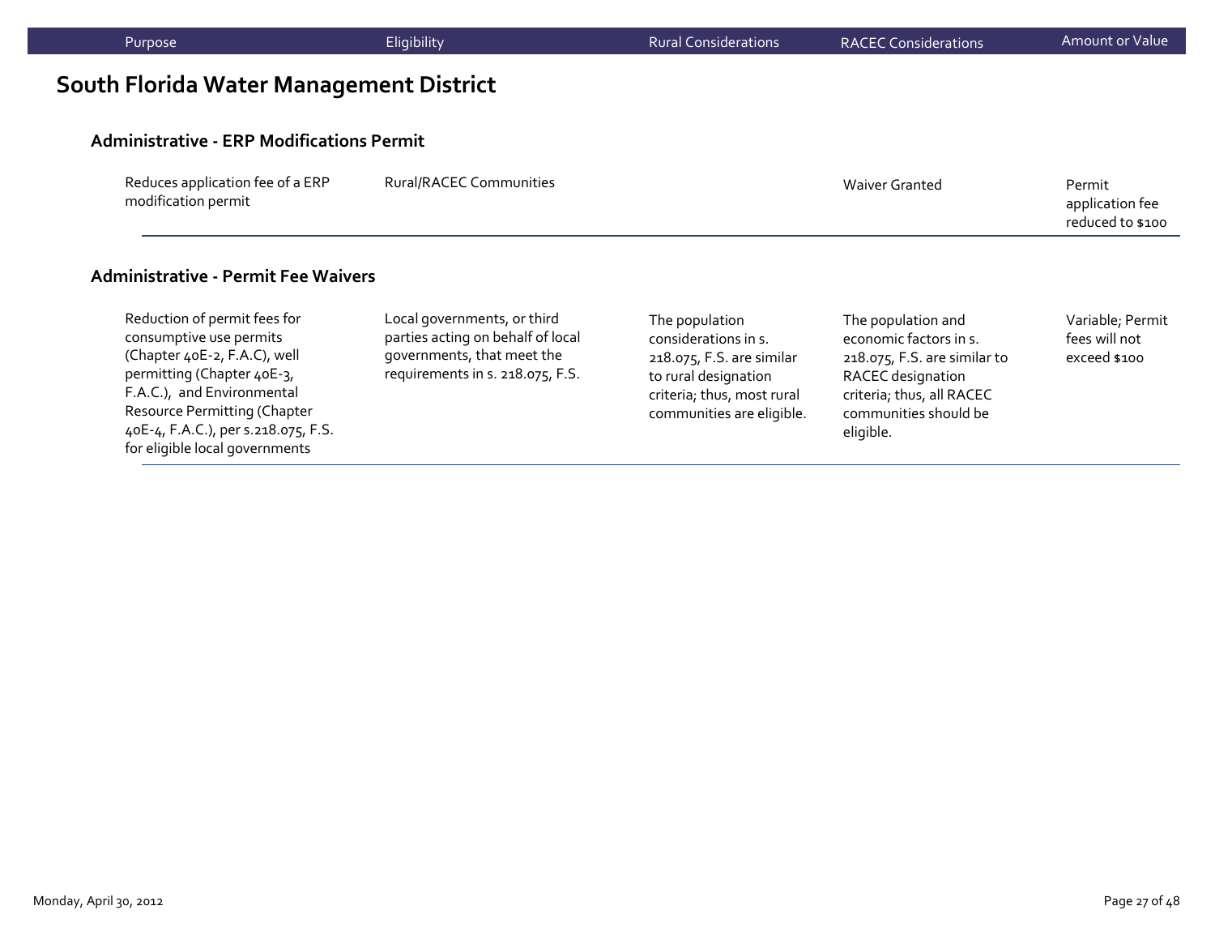## South Florida Water Management District

### Administrative - ERP Modifications Permit

| Purpose | Eligibility | Rural Considerations | RACEC Considerations | Amount or Value |
|---|---|---|---|---|
| Reduces application fee of a ERP modification permit | Rural/RACEC Communities | | Waiver Granted | Permit application fee reduced to $100 |

### Administrative - Permit Fee Waivers

| Purpose | Eligibility | Rural Considerations | RACEC Considerations | Amount or Value |
|---|---|---|---|---|
| Reduction of permit fees for consumptive use permits (Chapter 40E-2, F.A.C), well permitting (Chapter 40E-3, F.A.C.), and Environmental Resource Permitting (Chapter 40E-4, F.A.C.), per s.218.075, F.S. for eligible local governments | Local governments, or third parties acting on behalf of local governments, that meet the requirements in s. 218.075, F.S. | The population considerations in s. 218.075, F.S. are similar to rural designation criteria; thus, most rural communities are eligible. | The population and economic factors in s. 218.075, F.S. are similar to RACEC designation criteria; thus, all RACEC communities should be eligible. | Variable; Permit fees will not exceed $100 |

Monday, April 30, 2012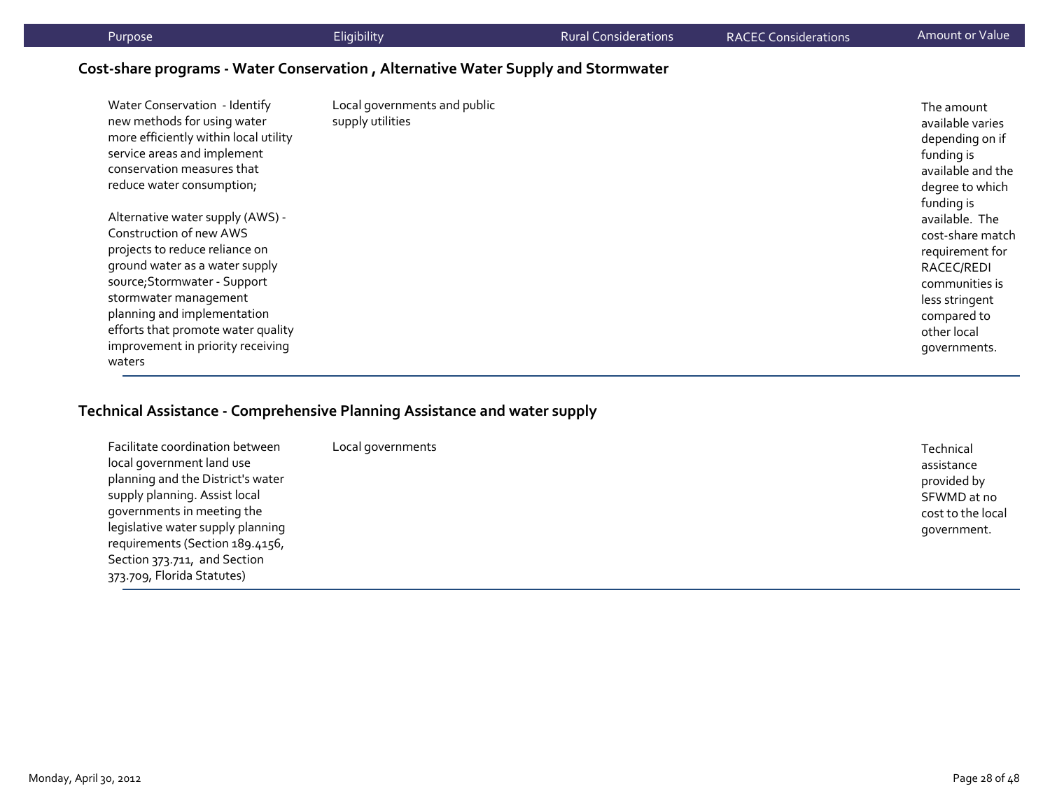| Purpose | Eligibility | Rural Considerations | RACEC Considerations | Amount or Value |
|---|---|---|---|---|

## Cost-share programs - Water Conservation , Alternative Water Supply and Stormwater

| Purpose | Eligibility | Rural Considerations | RACEC Considerations | Amount or Value |
|---|---|---|---|---|
| Water Conservation - Identify new methods for using water more efficiently within local utility service areas and implement conservation measures that reduce water consumption;<br><br>Alternative water supply (AWS) - Construction of new AWS projects to reduce reliance on ground water as a water supply source;Stormwater - Support stormwater management planning and implementation efforts that promote water quality improvement in priority receiving waters | Local governments and public supply utilities | | | The amount available varies depending on if funding is available and the degree to which funding is available. The cost-share match requirement for RACEC/REDI communities is less stringent compared to other local governments. |

## Technical Assistance - Comprehensive Planning Assistance and water supply

| Purpose | Eligibility | Rural Considerations | RACEC Considerations | Amount or Value |
|---|---|---|---|---|
| Facilitate coordination between local government land use planning and the District's water supply planning. Assist local governments in meeting the legislative water supply planning requirements (Section 189.4156, Section 373.711, and Section 373.709, Florida Statutes) | Local governments | | | Technical assistance provided by SFWMD at no cost to the local government. |

Monday, April 30, 2012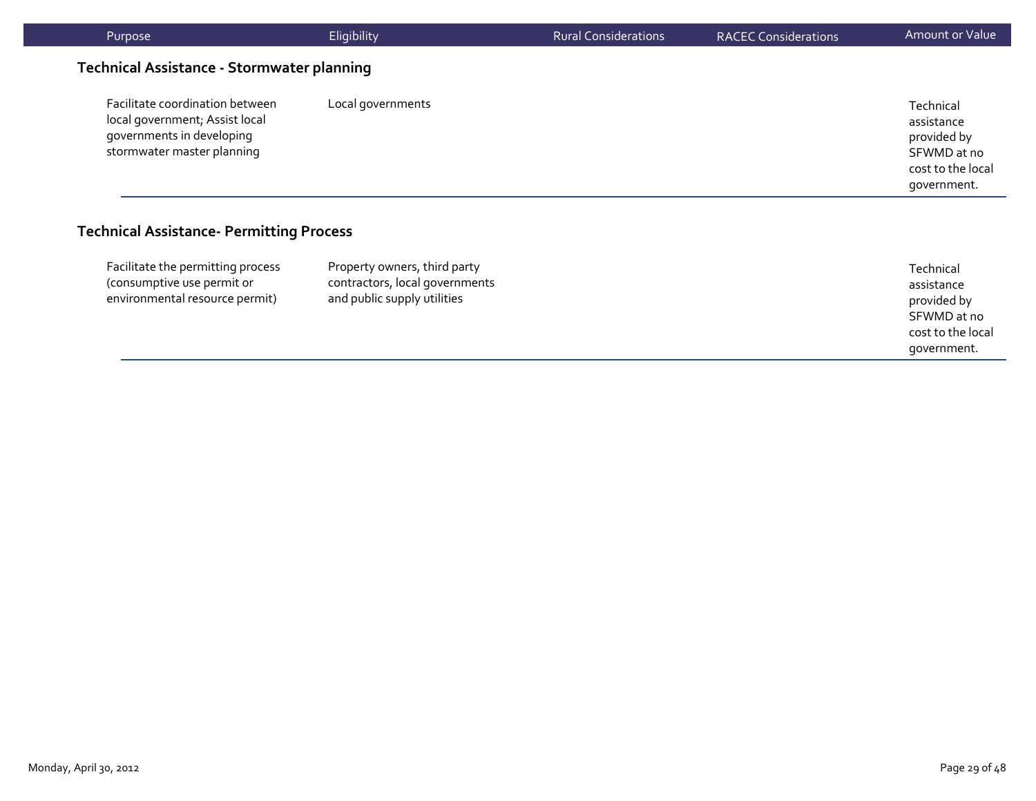| Purpose | Eligibility | Rural Considerations | RACEC Considerations | Amount or Value |
|---|---|---|---|---|

### Technical Assistance - Stormwater planning

| Purpose | Eligibility | Rural Considerations | RACEC Considerations | Amount or Value |
|---|---|---|---|---|
| Facilitate coordination between local government; Assist local governments in developing stormwater master planning | Local governments | | | Technical assistance provided by SFWMD at no cost to the local government. |

### Technical Assistance- Permitting Process

| Purpose | Eligibility | Rural Considerations | RACEC Considerations | Amount or Value |
|---|---|---|---|---|
| Facilitate the permitting process (consumptive use permit or environmental resource permit) | Property owners, third party contractors, local governments and public supply utilities | | | Technical assistance provided by SFWMD at no cost to the local government. |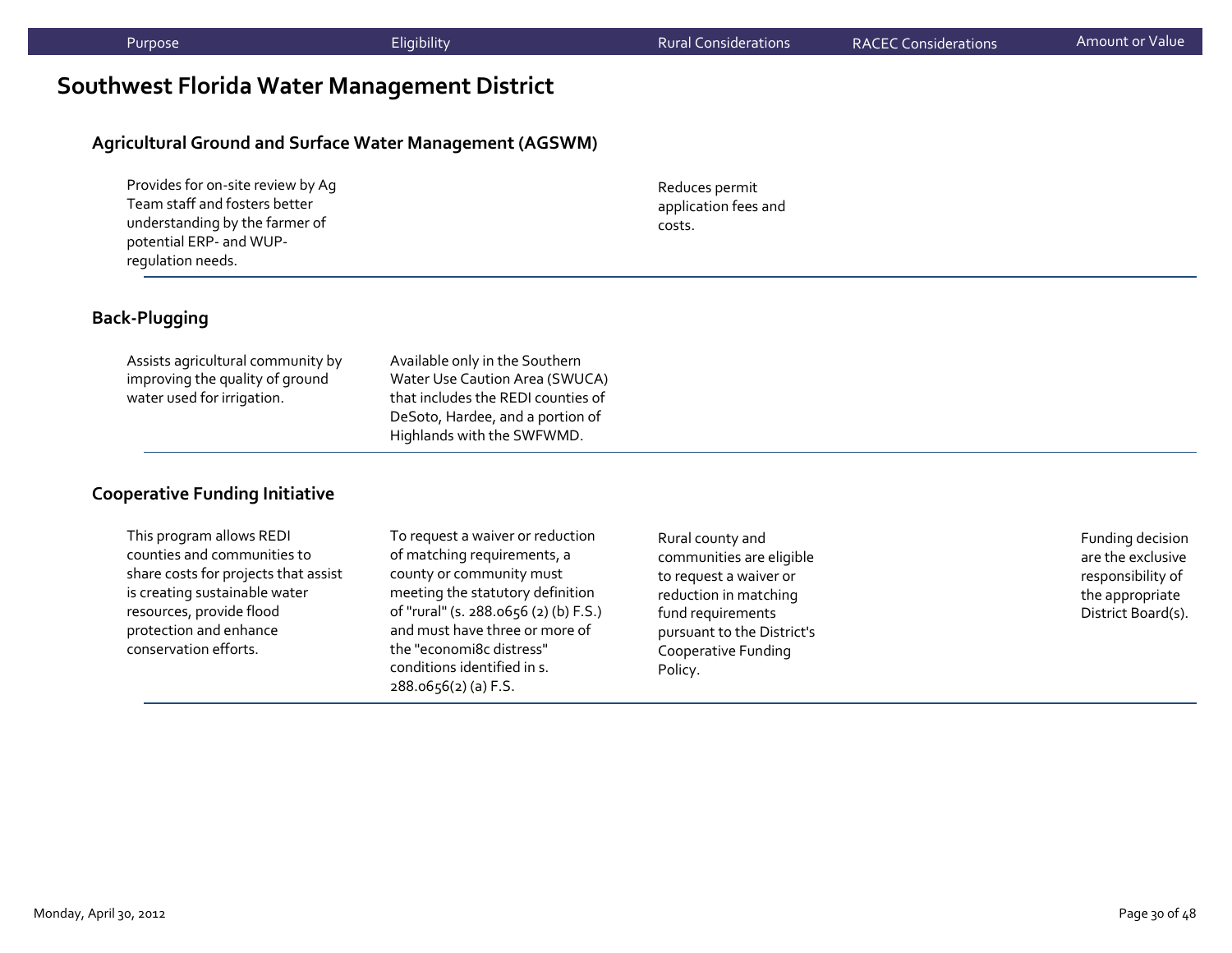| Purpose | Eligibility | Rural Considerations | RACEC Considerations | Amount or Value |
|---|---|---|---|---|

## Southwest Florida Water Management District

### Agricultural Ground and Surface Water Management (AGSWM)

| Purpose | Eligibility | Rural Considerations | RACEC Considerations | Amount or Value |
|---|---|---|---|---|
| Provides for on-site review by Ag Team staff and fosters better understanding by the farmer of potential ERP- and WUP-regulation needs. | | Reduces permit application fees and costs. | | |

### Back-Plugging

| Purpose | Eligibility | Rural Considerations | RACEC Considerations | Amount or Value |
|---|---|---|---|---|
| Assists agricultural community by improving the quality of ground water used for irrigation. | Available only in the Southern Water Use Caution Area (SWUCA) that includes the REDI counties of DeSoto, Hardee, and a portion of Highlands with the SWFWMD. | | | |

### Cooperative Funding Initiative

| Purpose | Eligibility | Rural Considerations | RACEC Considerations | Amount or Value |
|---|---|---|---|---|
| This program allows REDI counties and communities to share costs for projects that assist is creating sustainable water resources, provide flood protection and enhance conservation efforts. | To request a waiver or reduction of matching requirements, a county or community must meeting the statutory definition of "rural" (s. 288.0656 (2) (b) F.S.) and must have three or more of the "economi8c distress" conditions identified in s. 288.0656(2) (a) F.S. | Rural county and communities are eligible to request a waiver or reduction in matching fund requirements pursuant to the District's Cooperative Funding Policy. | | Funding decision are the exclusive responsibility of the appropriate District Board(s). |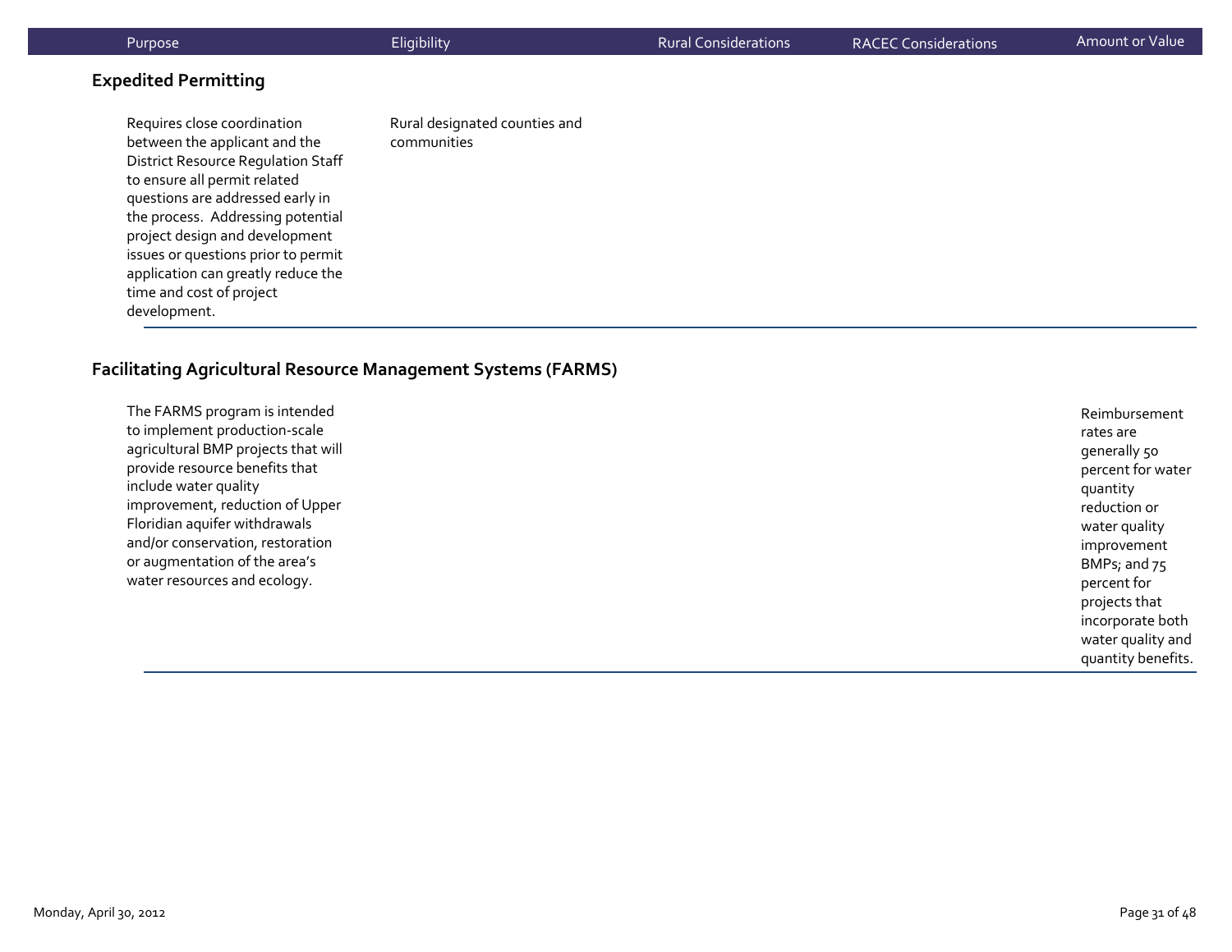| Purpose | Eligibility | Rural Considerations | RACEC Considerations | Amount or Value |
|---|---|---|---|---|

### Expedited Permitting

| Purpose | Eligibility | Rural Considerations | RACEC Considerations | Amount or Value |
|---|---|---|---|---|
| Requires close coordination between the applicant and the District Resource Regulation Staff to ensure all permit related questions are addressed early in the process. Addressing potential project design and development issues or questions prior to permit application can greatly reduce the time and cost of project development. | Rural designated counties and communities | | | |

### Facilitating Agricultural Resource Management Systems (FARMS)

| Purpose | Eligibility | Rural Considerations | RACEC Considerations | Amount or Value |
|---|---|---|---|---|
| The FARMS program is intended to implement production-scale agricultural BMP projects that will provide resource benefits that include water quality improvement, reduction of Upper Floridian aquifer withdrawals and/or conservation, restoration or augmentation of the area's water resources and ecology. | | | | Reimbursement rates are generally 50 percent for water quantity reduction or water quality improvement BMPs; and 75 percent for projects that incorporate both water quality and quantity benefits. |

Monday, April 30, 2012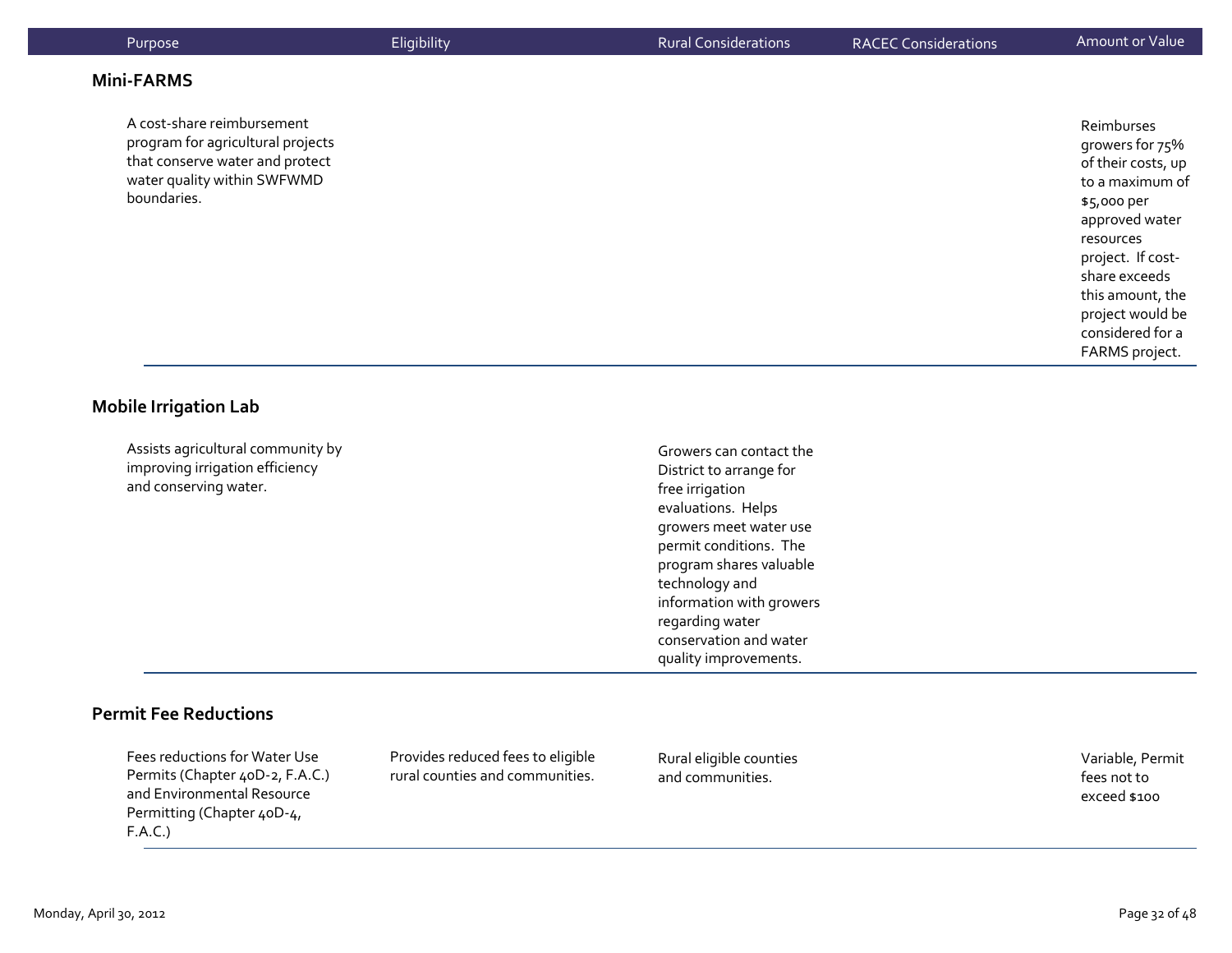| Purpose | Eligibility | Rural Considerations | RACEC Considerations | Amount or Value |
|---|---|---|---|---|

**Mini-FARMS**

| Purpose | Eligibility | Rural Considerations | RACEC Considerations | Amount or Value |
|---|---|---|---|---|
| A cost-share reimbursement program for agricultural projects that conserve water and protect water quality within SWFWMD boundaries. | | | | Reimburses growers for 75% of their costs, up to a maximum of $5,000 per approved water resources project. If cost-share exceeds this amount, the project would be considered for a FARMS project. |

**Mobile Irrigation Lab**

| Purpose | Eligibility | Rural Considerations | RACEC Considerations | Amount or Value |
|---|---|---|---|---|
| Assists agricultural community by improving irrigation efficiency and conserving water. | | Growers can contact the District to arrange for free irrigation evaluations. Helps growers meet water use permit conditions. The program shares valuable technology and information with growers regarding water conservation and water quality improvements. | | |

**Permit Fee Reductions**

| Purpose | Eligibility | Rural Considerations | RACEC Considerations | Amount or Value |
|---|---|---|---|---|
| Fees reductions for Water Use Permits (Chapter 40D-2, F.A.C.) and Environmental Resource Permitting (Chapter 40D-4, F.A.C.) | Provides reduced fees to eligible rural counties and communities. | Rural eligible counties and communities. | | Variable, Permit fees not to exceed $100 |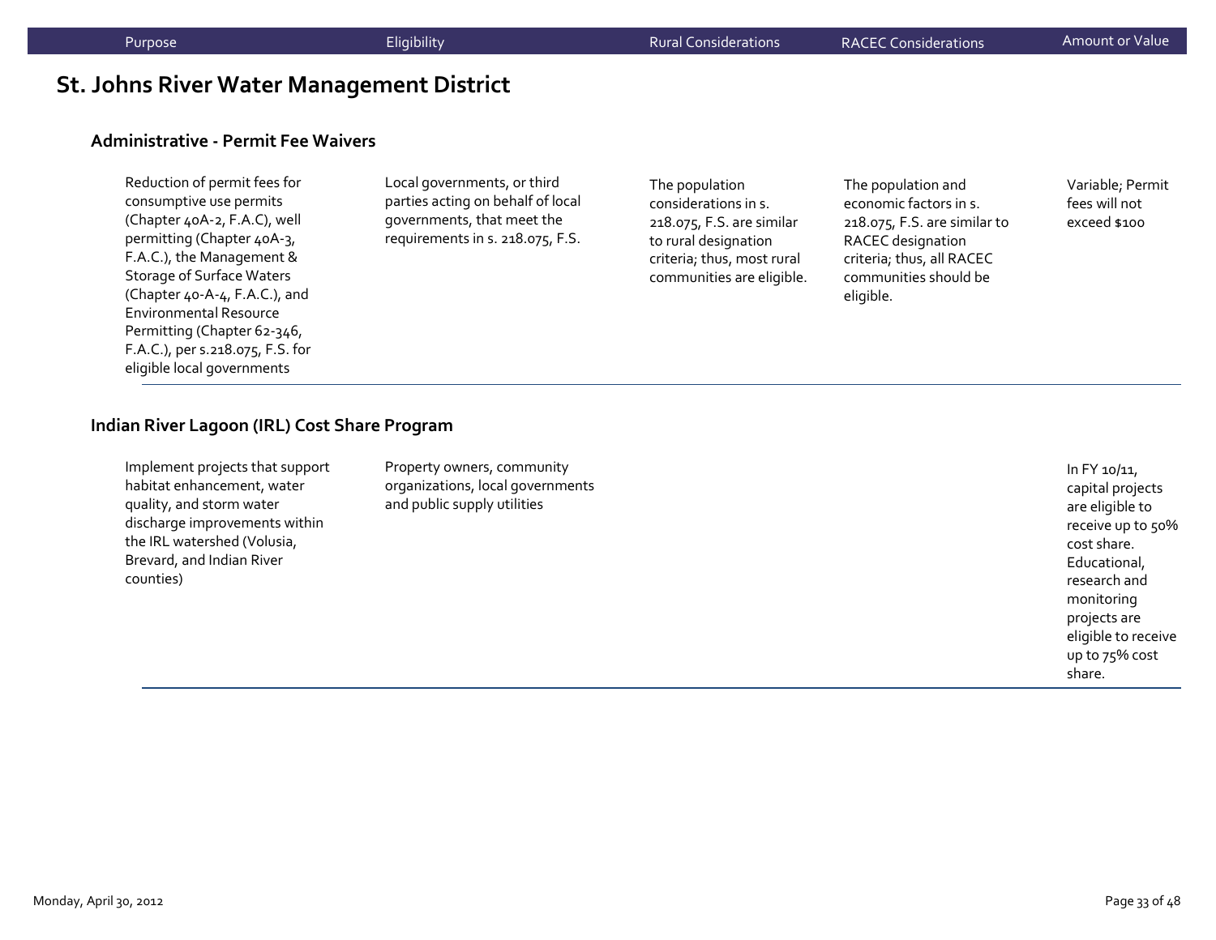| Purpose | Eligibility | Rural Considerations | RACEC Considerations | Amount or Value |
|---|---|---|---|---|

## St. Johns River Water Management District

### Administrative - Permit Fee Waivers

| Purpose | Eligibility | Rural Considerations | RACEC Considerations | Amount or Value |
|---|---|---|---|---|
| Reduction of permit fees for consumptive use permits (Chapter 40A-2, F.A.C), well permitting (Chapter 40A-3, F.A.C.), the Management & Storage of Surface Waters (Chapter 40-A-4, F.A.C.), and Environmental Resource Permitting (Chapter 62-346, F.A.C.), per s.218.075, F.S. for eligible local governments | Local governments, or third parties acting on behalf of local governments, that meet the requirements in s. 218.075, F.S. | The population considerations in s. 218.075, F.S. are similar to rural designation criteria; thus, most rural communities are eligible. | The population and economic factors in s. 218.075, F.S. are similar to RACEC designation criteria; thus, all RACEC communities should be eligible. | Variable; Permit fees will not exceed $100 |

### Indian River Lagoon (IRL) Cost Share Program

| Purpose | Eligibility | Rural Considerations | RACEC Considerations | Amount or Value |
|---|---|---|---|---|
| Implement projects that support habitat enhancement, water quality, and storm water discharge improvements within the IRL watershed (Volusia, Brevard, and Indian River counties) | Property owners, community organizations, local governments and public supply utilities | | | In FY 10/11, capital projects are eligible to receive up to 50% cost share. Educational, research and monitoring projects are eligible to receive up to 75% cost share. |

Monday, April 30, 2012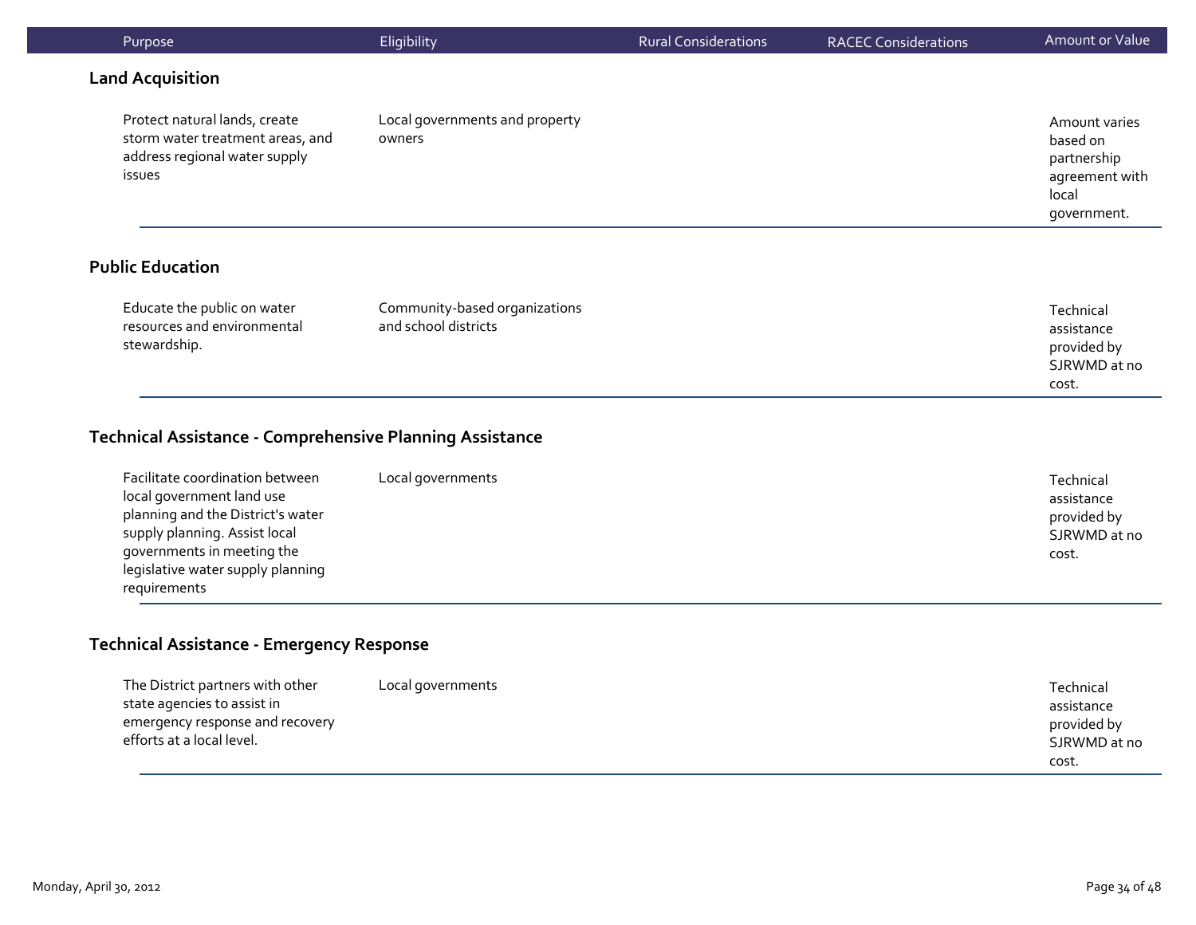| Purpose | Eligibility | Rural Considerations | RACEC Considerations | Amount or Value |
|---|---|---|---|---|
| **Land Acquisition** | | | | |
| Protect natural lands, create storm water treatment areas, and address regional water supply issues | Local governments and property owners | | | Amount varies based on partnership agreement with local government. |
| **Public Education** | | | | |
| Educate the public on water resources and environmental stewardship. | Community-based organizations and school districts | | | Technical assistance provided by SJRWMD at no cost. |
| **Technical Assistance - Comprehensive Planning Assistance** | | | | |
| Facilitate coordination between local government land use planning and the District's water supply planning. Assist local governments in meeting the legislative water supply planning requirements | Local governments | | | Technical assistance provided by SJRWMD at no cost. |
| **Technical Assistance - Emergency Response** | | | | |
| The District partners with other state agencies to assist in emergency response and recovery efforts at a local level. | Local governments | | | Technical assistance provided by SJRWMD at no cost. |

Monday, April 30, 2012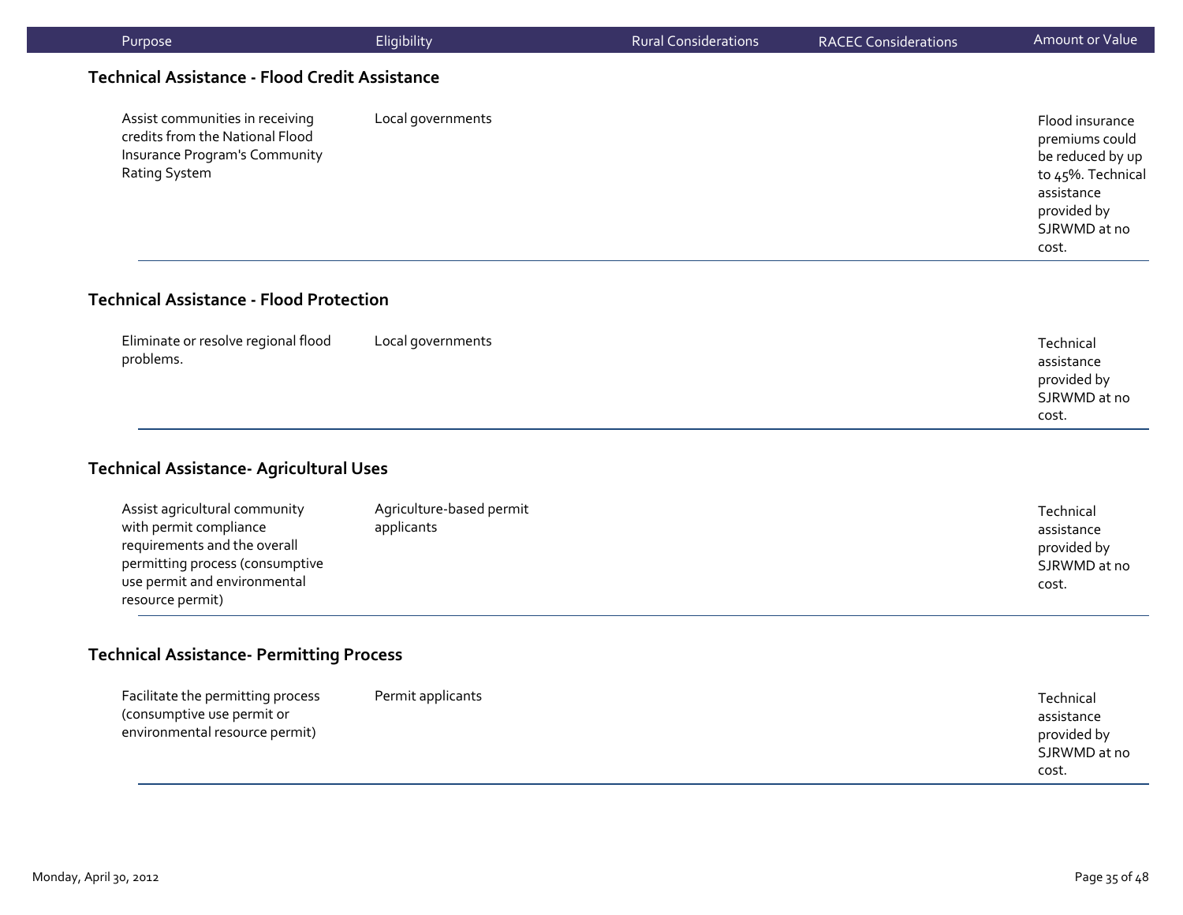| Purpose | Eligibility | Rural Considerations | RACEC Considerations | Amount or Value |
|---|---|---|---|---|

### Technical Assistance - Flood Credit Assistance

| Purpose | Eligibility | Rural Considerations | RACEC Considerations | Amount or Value |
|---|---|---|---|---|
| Assist communities in receiving credits from the National Flood Insurance Program's Community Rating System | Local governments | | | Flood insurance premiums could be reduced by up to 45%. Technical assistance provided by SJRWMD at no cost. |

### Technical Assistance - Flood Protection

| Purpose | Eligibility | Rural Considerations | RACEC Considerations | Amount or Value |
|---|---|---|---|---|
| Eliminate or resolve regional flood problems. | Local governments | | | Technical assistance provided by SJRWMD at no cost. |

### Technical Assistance- Agricultural Uses

| Purpose | Eligibility | Rural Considerations | RACEC Considerations | Amount or Value |
|---|---|---|---|---|
| Assist agricultural community with permit compliance requirements and the overall permitting process (consumptive use permit and environmental resource permit) | Agriculture-based permit applicants | | | Technical assistance provided by SJRWMD at no cost. |

### Technical Assistance- Permitting Process

| Purpose | Eligibility | Rural Considerations | RACEC Considerations | Amount or Value |
|---|---|---|---|---|
| Facilitate the permitting process (consumptive use permit or environmental resource permit) | Permit applicants | | | Technical assistance provided by SJRWMD at no cost. |

Monday, April 30, 2012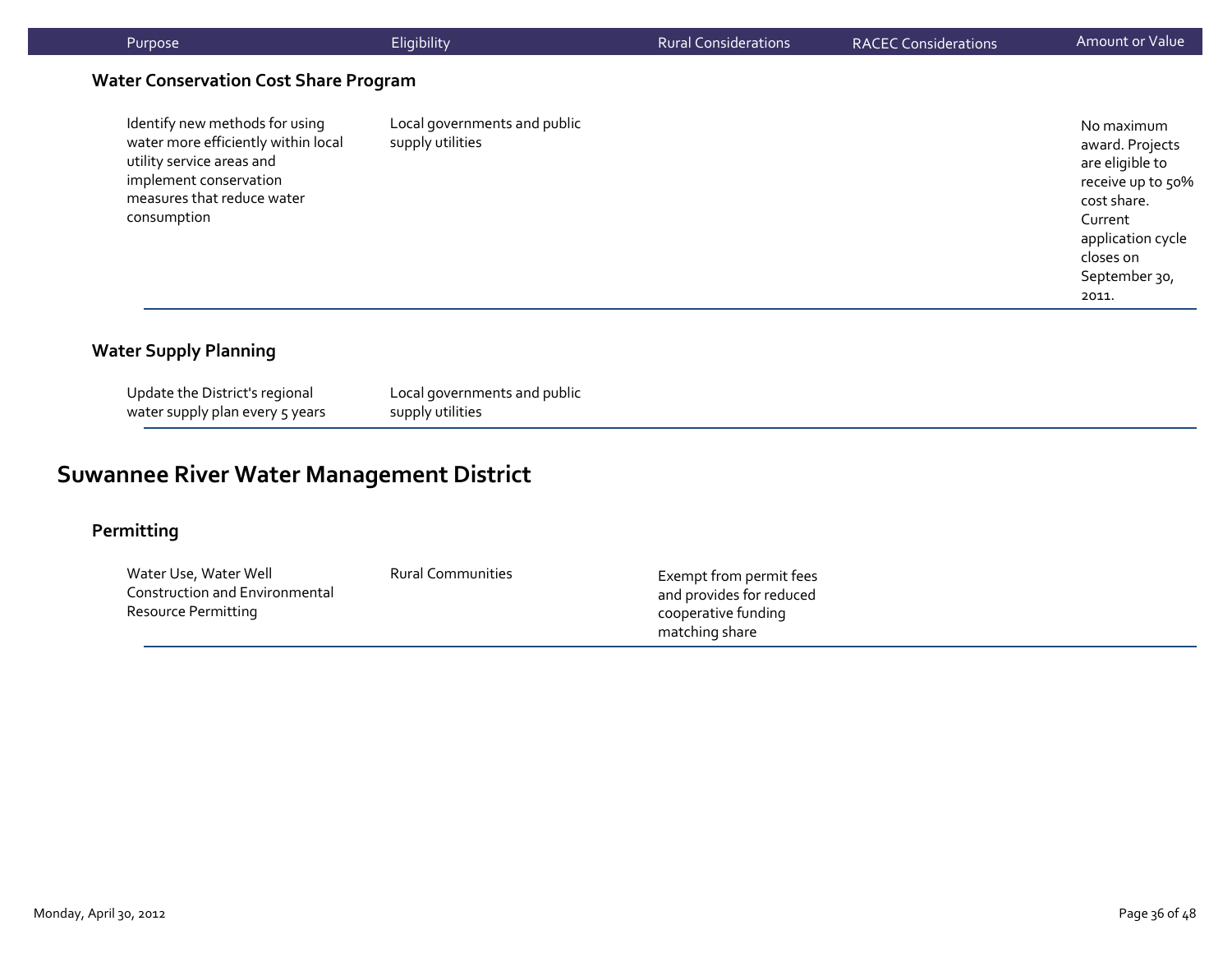| Purpose | Eligibility | Rural Considerations | RACEC Considerations | Amount or Value |
|---|---|---|---|---|

### Water Conservation Cost Share Program

| Purpose | Eligibility | Rural Considerations | RACEC Considerations | Amount or Value |
|---|---|---|---|---|
| Identify new methods for using water more efficiently within local utility service areas and implement conservation measures that reduce water consumption | Local governments and public supply utilities | | | No maximum award. Projects are eligible to receive up to 50% cost share. Current application cycle closes on September 30, 2011. |

### Water Supply Planning

| Purpose | Eligibility | Rural Considerations | RACEC Considerations | Amount or Value |
|---|---|---|---|---|
| Update the District's regional water supply plan every 5 years | Local governments and public supply utilities | | | |

## Suwannee River Water Management District

### Permitting

| Purpose | Eligibility | Rural Considerations | RACEC Considerations | Amount or Value |
|---|---|---|---|---|
| Water Use, Water Well Construction and Environmental Resource Permitting | Rural Communities | Exempt from permit fees and provides for reduced cooperative funding matching share | | |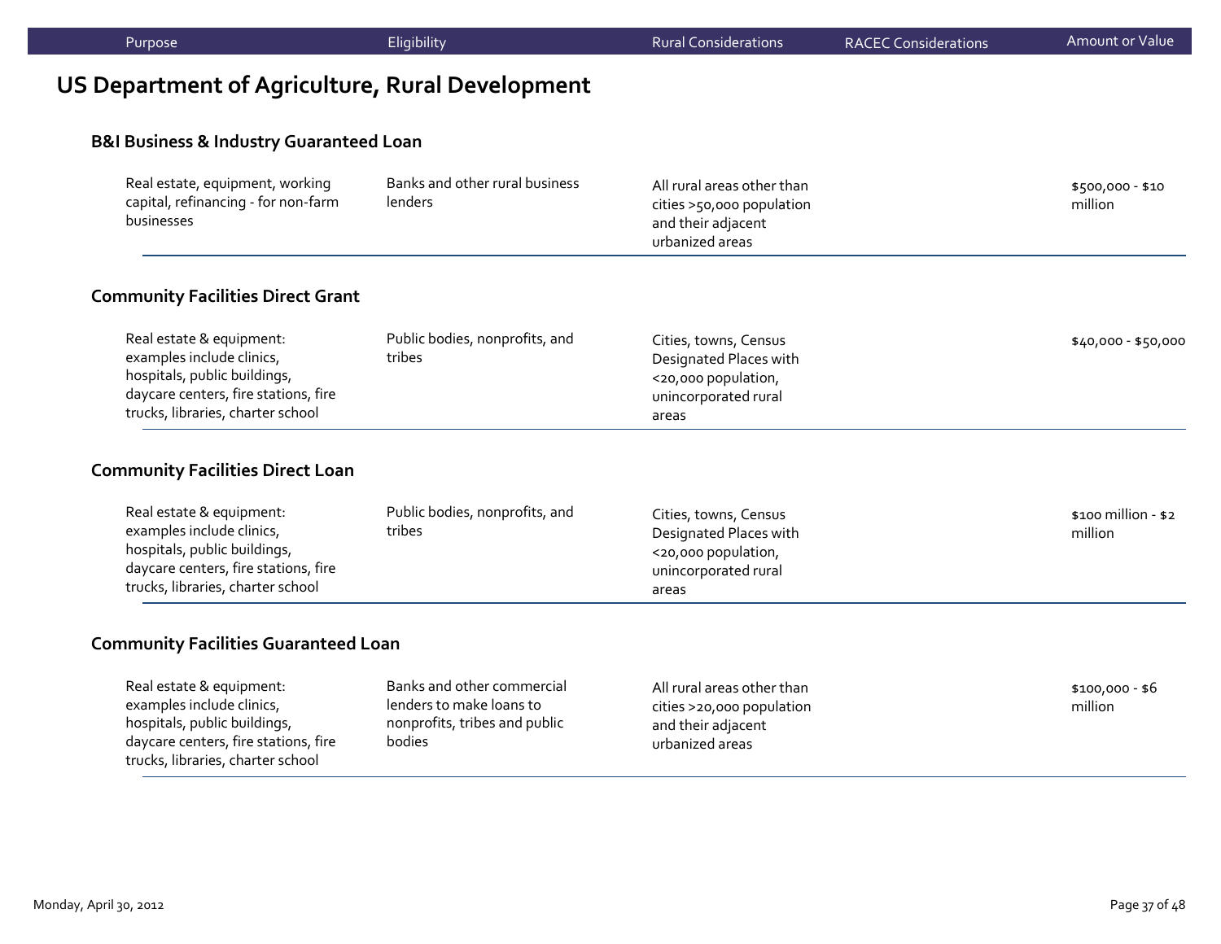| Purpose | Eligibility | Rural Considerations | RACEC Considerations | Amount or Value |
|---|---|---|---|---|

## US Department of Agriculture, Rural Development

### B&I Business & Industry Guaranteed Loan

| Purpose | Eligibility | Rural Considerations | RACEC Considerations | Amount or Value |
|---|---|---|---|---|
| Real estate, equipment, working capital, refinancing - for non-farm businesses | Banks and other rural business lenders | All rural areas other than cities >50,000 population and their adjacent urbanized areas | | $500,000 - $10 million |

### Community Facilities Direct Grant

| Purpose | Eligibility | Rural Considerations | RACEC Considerations | Amount or Value |
|---|---|---|---|---|
| Real estate & equipment: examples include clinics, hospitals, public buildings, daycare centers, fire stations, fire trucks, libraries, charter school | Public bodies, nonprofits, and tribes | Cities, towns, Census Designated Places with <20,000 population, unincorporated rural areas | | $40,000 - $50,000 |

### Community Facilities Direct Loan

| Purpose | Eligibility | Rural Considerations | RACEC Considerations | Amount or Value |
|---|---|---|---|---|
| Real estate & equipment: examples include clinics, hospitals, public buildings, daycare centers, fire stations, fire trucks, libraries, charter school | Public bodies, nonprofits, and tribes | Cities, towns, Census Designated Places with <20,000 population, unincorporated rural areas | | $100 million - $2 million |

### Community Facilities Guaranteed Loan

| Purpose | Eligibility | Rural Considerations | RACEC Considerations | Amount or Value |
|---|---|---|---|---|
| Real estate & equipment: examples include clinics, hospitals, public buildings, daycare centers, fire stations, fire trucks, libraries, charter school | Banks and other commercial lenders to make loans to nonprofits, tribes and public bodies | All rural areas other than cities >20,000 population and their adjacent urbanized areas | | $100,000 - $6 million |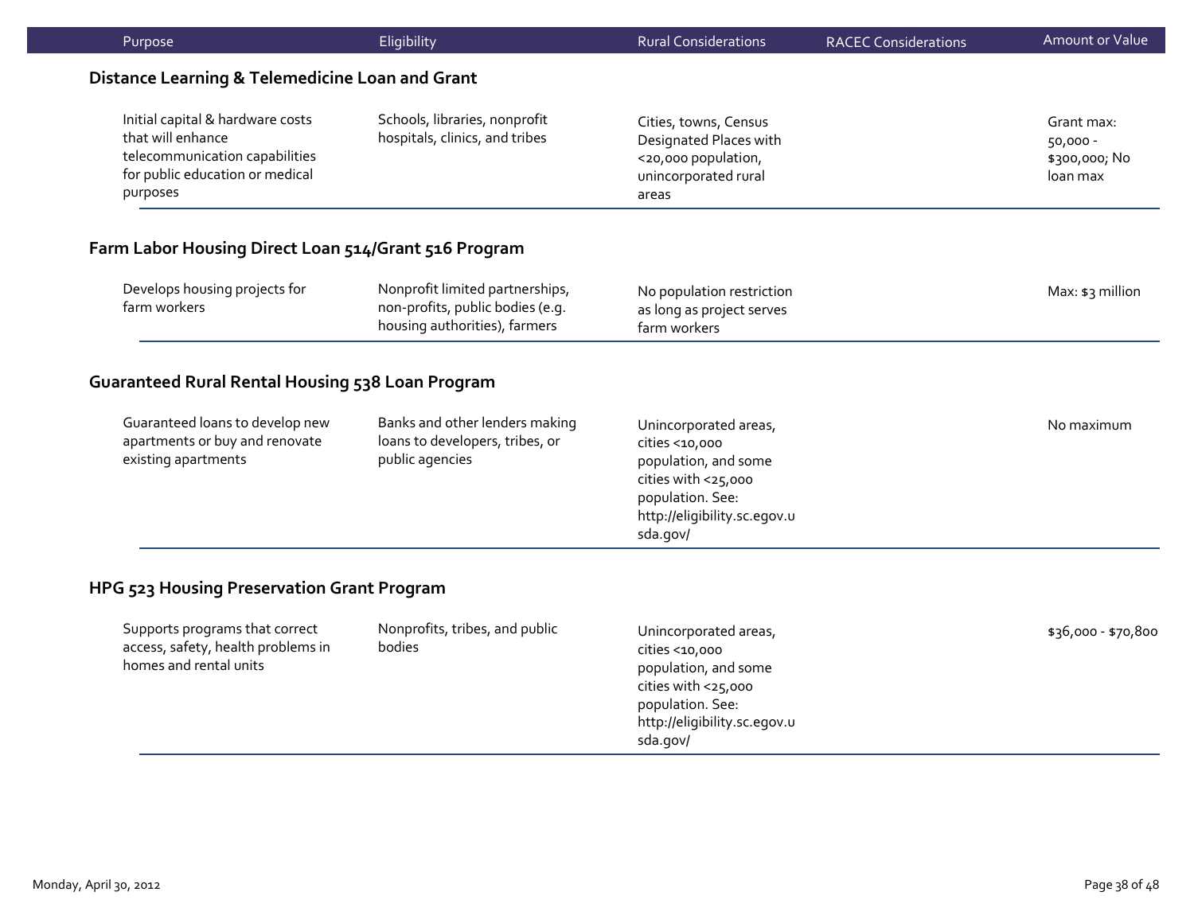| Purpose | Eligibility | Rural Considerations | RACEC Considerations | Amount or Value |
|---|---|---|---|---|

### Distance Learning & Telemedicine Loan and Grant

| Purpose | Eligibility | Rural Considerations | RACEC Considerations | Amount or Value |
|---|---|---|---|---|
| Initial capital & hardware costs that will enhance telecommunication capabilities for public education or medical purposes | Schools, libraries, nonprofit hospitals, clinics, and tribes | Cities, towns, Census Designated Places with <20,000 population, unincorporated rural areas | | Grant max: 50,000 - $300,000; No loan max |

### Farm Labor Housing Direct Loan 514/Grant 516 Program

| Purpose | Eligibility | Rural Considerations | RACEC Considerations | Amount or Value |
|---|---|---|---|---|
| Develops housing projects for farm workers | Nonprofit limited partnerships, non-profits, public bodies (e.g. housing authorities), farmers | No population restriction as long as project serves farm workers | | Max: $3 million |

### Guaranteed Rural Rental Housing 538 Loan Program

| Purpose | Eligibility | Rural Considerations | RACEC Considerations | Amount or Value |
|---|---|---|---|---|
| Guaranteed loans to develop new apartments or buy and renovate existing apartments | Banks and other lenders making loans to developers, tribes, or public agencies | Unincorporated areas, cities <10,000 population, and some cities with <25,000 population. See: http://eligibility.sc.egov.usda.gov/ | | No maximum |

### HPG 523 Housing Preservation Grant Program

| Purpose | Eligibility | Rural Considerations | RACEC Considerations | Amount or Value |
|---|---|---|---|---|
| Supports programs that correct access, safety, health problems in homes and rental units | Nonprofits, tribes, and public bodies | Unincorporated areas, cities <10,000 population, and some cities with <25,000 population. See: http://eligibility.sc.egov.usda.gov/ | | $36,000 - $70,800 |

Monday, April 30, 2012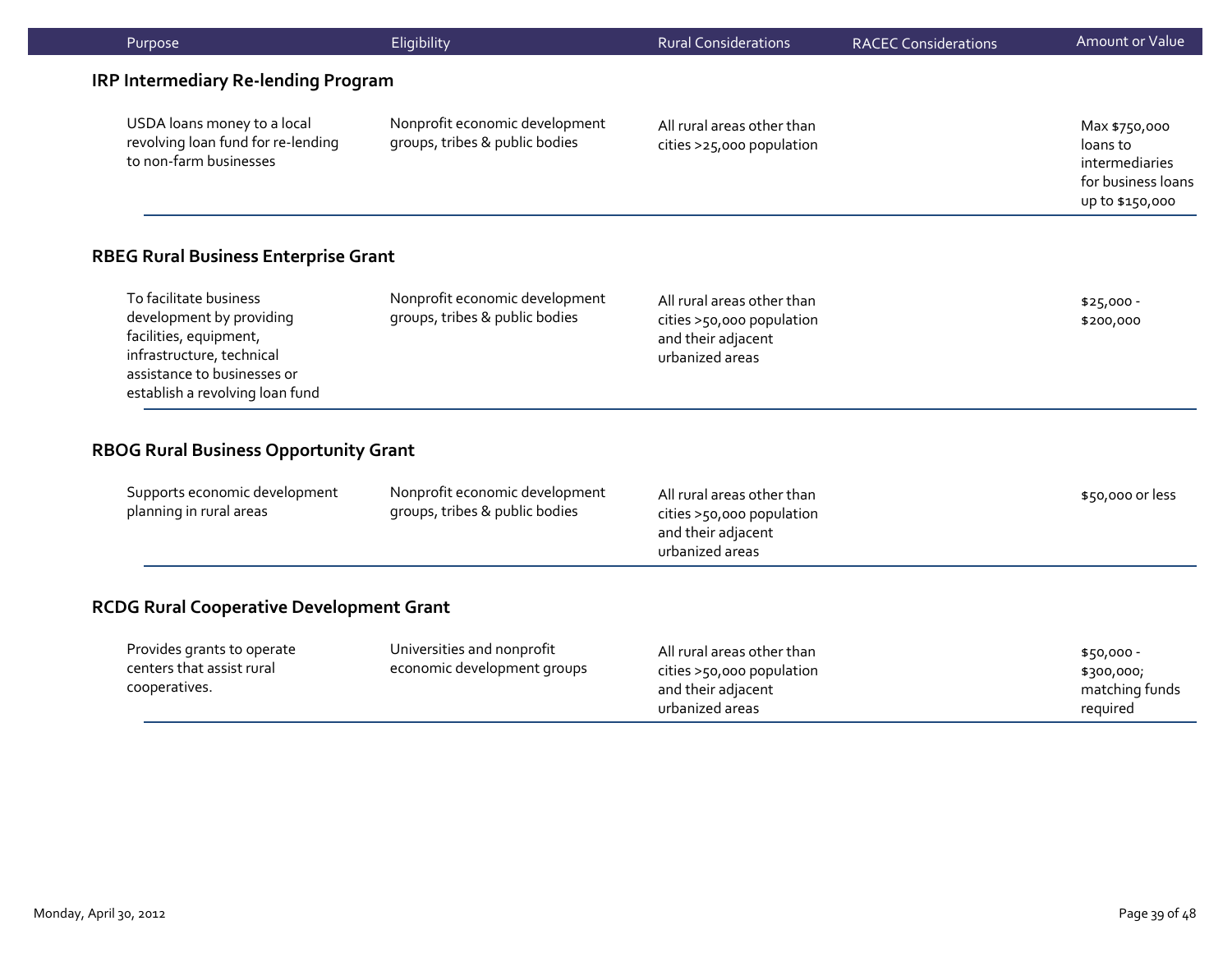| Purpose | Eligibility | Rural Considerations | RACEC Considerations | Amount or Value |
|---|---|---|---|---|
| **IRP Intermediary Re-lending Program** | | | | |
| USDA loans money to a local revolving loan fund for re-lending to non-farm businesses | Nonprofit economic development groups, tribes & public bodies | All rural areas other than cities >25,000 population | | Max $750,000 loans to intermediaries for business loans up to $150,000 |
| **RBEG Rural Business Enterprise Grant** | | | | |
| To facilitate business development by providing facilities, equipment, infrastructure, technical assistance to businesses or establish a revolving loan fund | Nonprofit economic development groups, tribes & public bodies | All rural areas other than cities >50,000 population and their adjacent urbanized areas | | $25,000 - $200,000 |
| **RBOG Rural Business Opportunity Grant** | | | | |
| Supports economic development planning in rural areas | Nonprofit economic development groups, tribes & public bodies | All rural areas other than cities >50,000 population and their adjacent urbanized areas | | $50,000 or less |
| **RCDG Rural Cooperative Development Grant** | | | | |
| Provides grants to operate centers that assist rural cooperatives. | Universities and nonprofit economic development groups | All rural areas other than cities >50,000 population and their adjacent urbanized areas | | $50,000 - $300,000; matching funds required |

Monday, April 30, 2012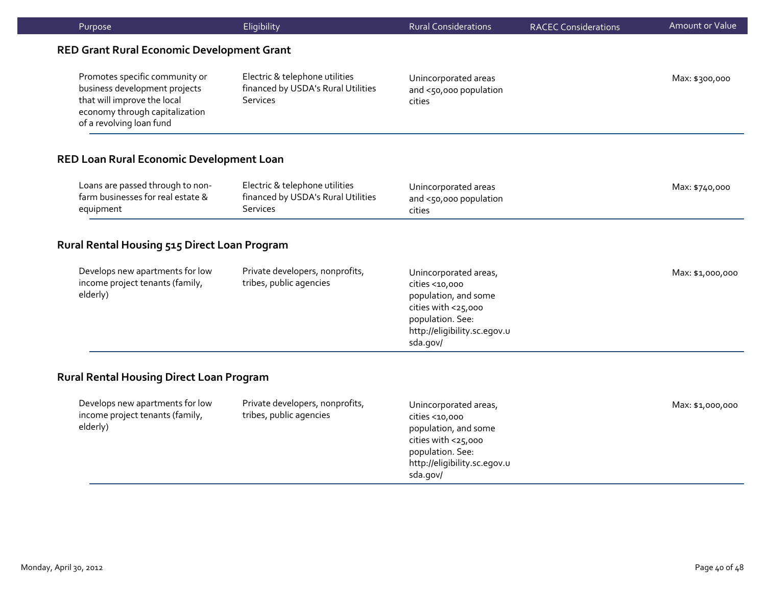| Purpose | Eligibility | Rural Considerations | RACEC Considerations | Amount or Value |
|---|---|---|---|---|
| **RED Grant Rural Economic Development Grant** | | | | |
| Promotes specific community or business development projects that will improve the local economy through capitalization of a revolving loan fund | Electric & telephone utilities financed by USDA's Rural Utilities Services | Unincorporated areas and <50,000 population cities | | Max: $300,000 |
| **RED Loan Rural Economic Development Loan** | | | | |
| Loans are passed through to non-farm businesses for real estate & equipment | Electric & telephone utilities financed by USDA's Rural Utilities Services | Unincorporated areas and <50,000 population cities | | Max: $740,000 |
| **Rural Rental Housing 515 Direct Loan Program** | | | | |
| Develops new apartments for low income project tenants (family, elderly) | Private developers, nonprofits, tribes, public agencies | Unincorporated areas, cities <10,000 population, and some cities with <25,000 population. See: http://eligibility.sc.egov.usda.gov/ | | Max: $1,000,000 |
| **Rural Rental Housing Direct Loan Program** | | | | |
| Develops new apartments for low income project tenants (family, elderly) | Private developers, nonprofits, tribes, public agencies | Unincorporated areas, cities <10,000 population, and some cities with <25,000 population. See: http://eligibility.sc.egov.usda.gov/ | | Max: $1,000,000 |

Monday, April 30, 2012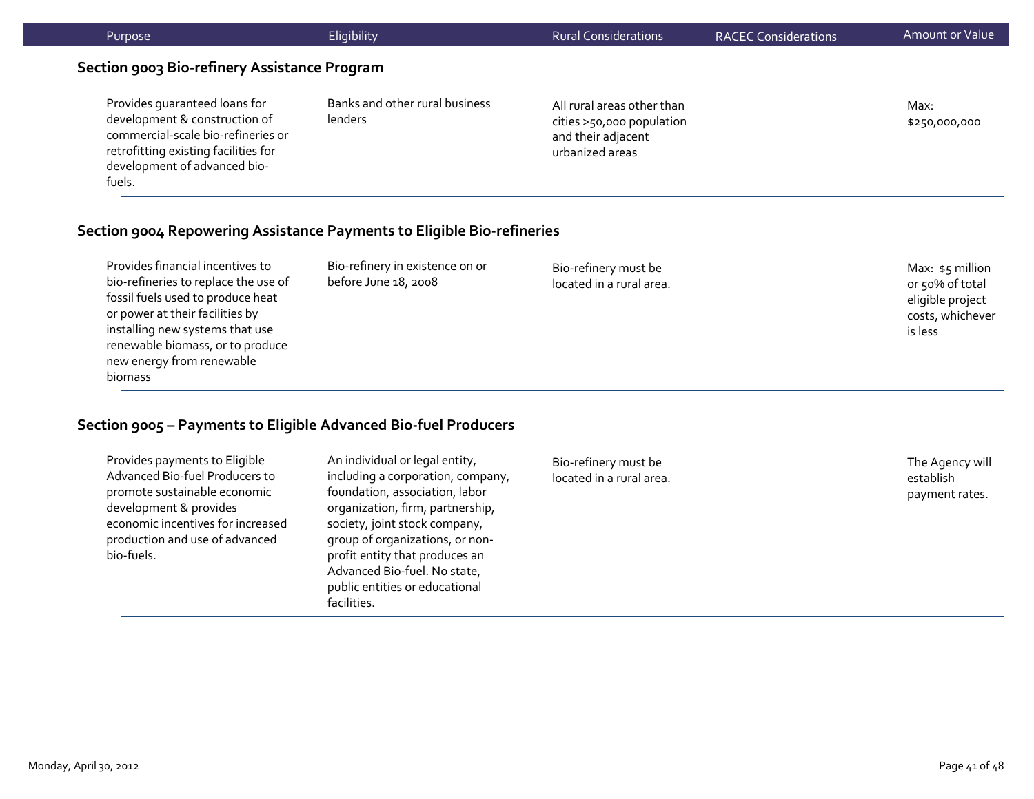| Purpose | Eligibility | Rural Considerations | RACEC Considerations | Amount or Value |
|---|---|---|---|---|

## Section 9003 Bio-refinery Assistance Program

| Purpose | Eligibility | Rural Considerations | RACEC Considerations | Amount or Value |
|---|---|---|---|---|
| Provides guaranteed loans for development & construction of commercial-scale bio-refineries or retrofitting existing facilities for development of advanced bio-fuels. | Banks and other rural business lenders | All rural areas other than cities >50,000 population and their adjacent urbanized areas | | Max: $250,000,000 |

## Section 9004 Repowering Assistance Payments to Eligible Bio-refineries

| Purpose | Eligibility | Rural Considerations | RACEC Considerations | Amount or Value |
|---|---|---|---|---|
| Provides financial incentives to bio-refineries to replace the use of fossil fuels used to produce heat or power at their facilities by installing new systems that use renewable biomass, or to produce new energy from renewable biomass | Bio-refinery in existence on or before June 18, 2008 | Bio-refinery must be located in a rural area. | | Max: $5 million or 50% of total eligible project costs, whichever is less |

## Section 9005 – Payments to Eligible Advanced Bio-fuel Producers

| Purpose | Eligibility | Rural Considerations | RACEC Considerations | Amount or Value |
|---|---|---|---|---|
| Provides payments to Eligible Advanced Bio-fuel Producers to promote sustainable economic development & provides economic incentives for increased production and use of advanced bio-fuels. | An individual or legal entity, including a corporation, company, foundation, association, labor organization, firm, partnership, society, joint stock company, group of organizations, or non-profit entity that produces an Advanced Bio-fuel. No state, public entities or educational facilities. | Bio-refinery must be located in a rural area. | | The Agency will establish payment rates. |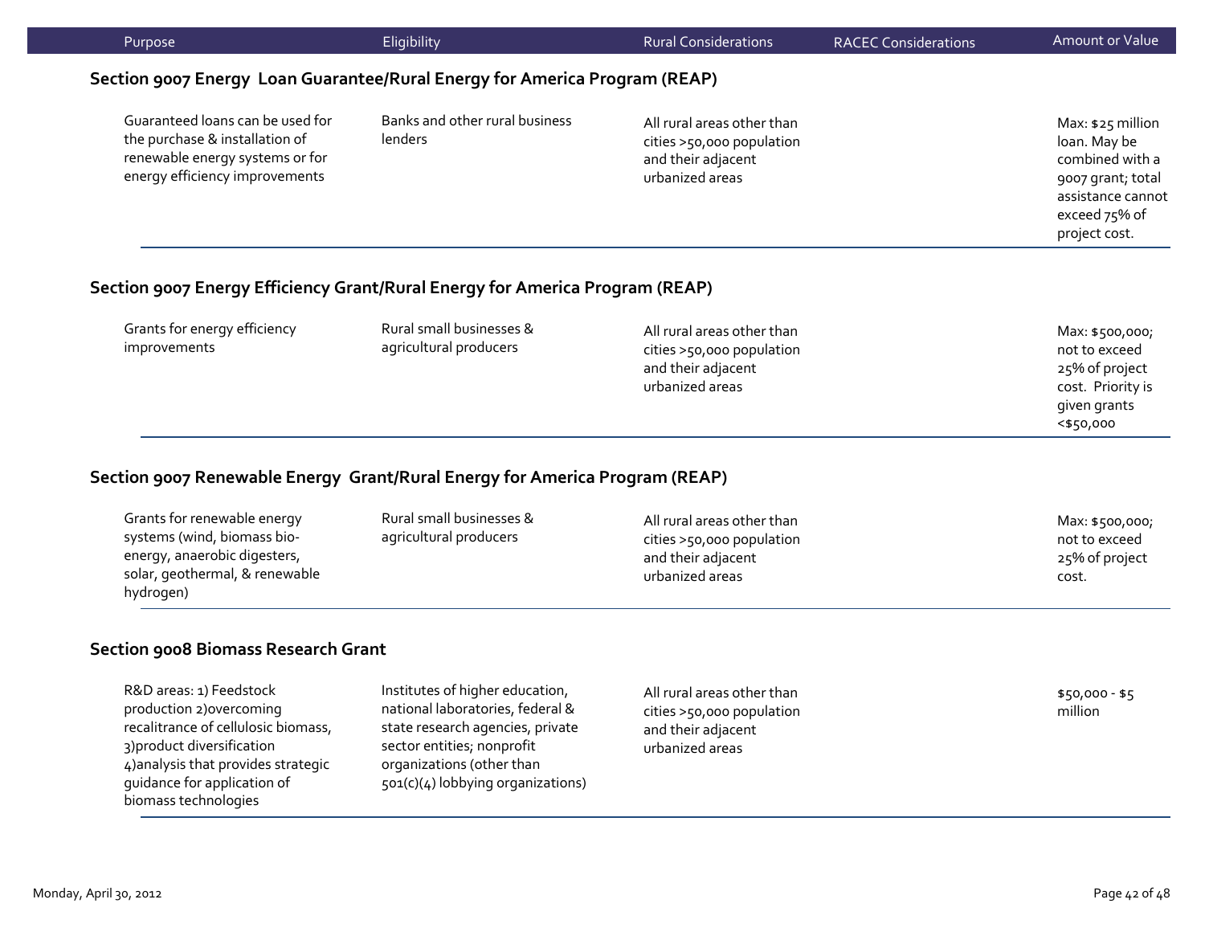| Purpose | Eligibility | Rural Considerations | RACEC Considerations | Amount or Value |
|---|---|---|---|---|
| **Section 9007 Energy Loan Guarantee/Rural Energy for America Program (REAP)** | | | | |
| Guaranteed loans can be used for the purchase & installation of renewable energy systems or for energy efficiency improvements | Banks and other rural business lenders | All rural areas other than cities >50,000 population and their adjacent urbanized areas | | Max: $25 million loan. May be combined with a 9007 grant; total assistance cannot exceed 75% of project cost. |
| **Section 9007 Energy Efficiency Grant/Rural Energy for America Program (REAP)** | | | | |
| Grants for energy efficiency improvements | Rural small businesses & agricultural producers | All rural areas other than cities >50,000 population and their adjacent urbanized areas | | Max: $500,000; not to exceed 25% of project cost. Priority is given grants <$50,000 |
| **Section 9007 Renewable Energy Grant/Rural Energy for America Program (REAP)** | | | | |
| Grants for renewable energy systems (wind, biomass bio-energy, anaerobic digesters, solar, geothermal, & renewable hydrogen) | Rural small businesses & agricultural producers | All rural areas other than cities >50,000 population and their adjacent urbanized areas | | Max: $500,000; not to exceed 25% of project cost. |
| **Section 9008 Biomass Research Grant** | | | | |
| R&D areas: 1) Feedstock production 2)overcoming recalcitrance of cellulosic biomass, 3)product diversification 4)analysis that provides strategic guidance for application of biomass technologies | Institutes of higher education, national laboratories, federal & state research agencies, private sector entities; nonprofit organizations (other than 501(c)(4) lobbying organizations) | All rural areas other than cities >50,000 population and their adjacent urbanized areas | | $50,000 - $5 million |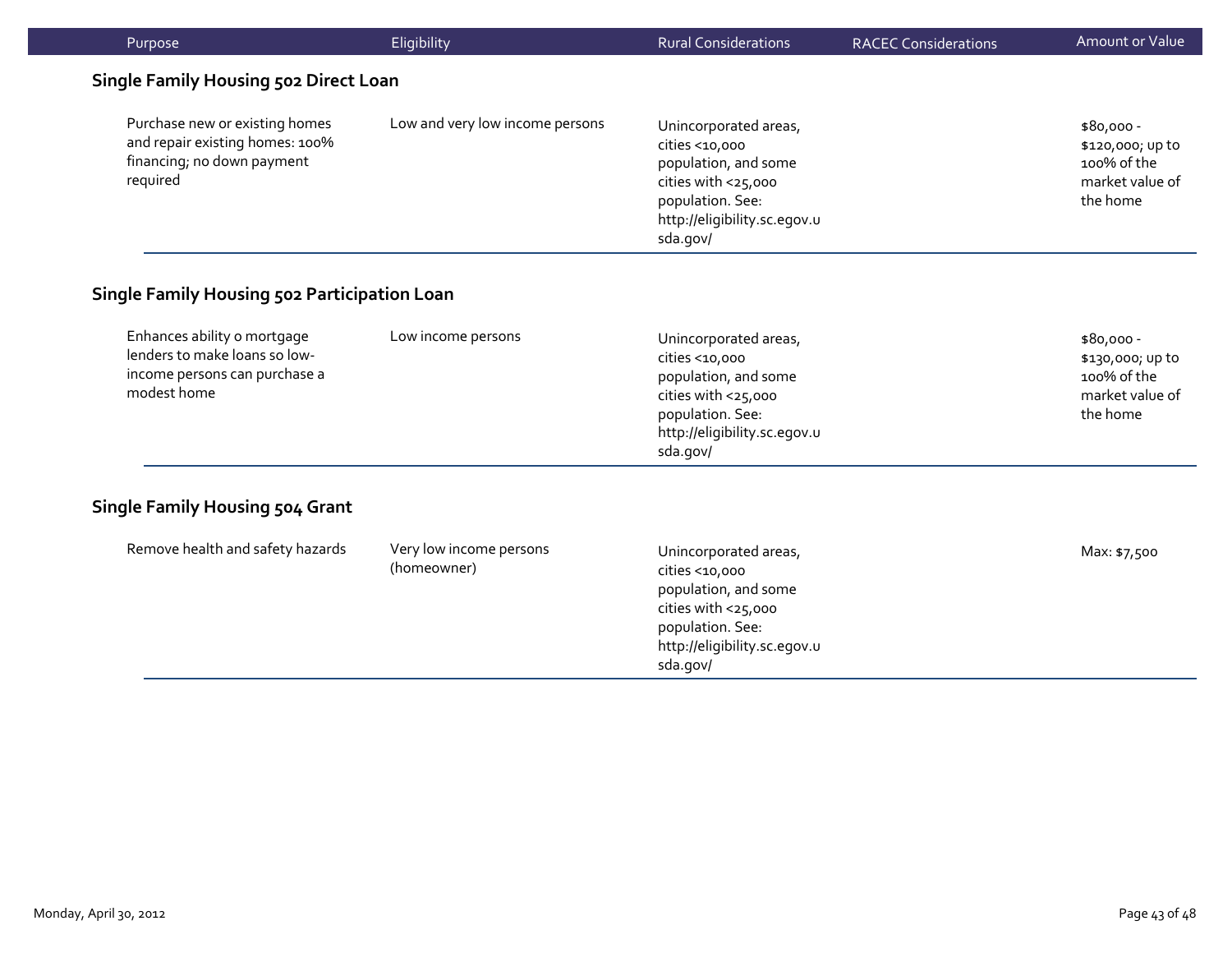| Purpose | Eligibility | Rural Considerations | RACEC Considerations | Amount or Value |
|---|---|---|---|---|

### Single Family Housing 502 Direct Loan

| Purpose | Eligibility | Rural Considerations | RACEC Considerations | Amount or Value |
|---|---|---|---|---|
| Purchase new or existing homes and repair existing homes: 100% financing; no down payment required | Low and very low income persons | Unincorporated areas, cities <10,000 population, and some cities with <25,000 population. See: http://eligibility.sc.egov.usda.gov/ | | $80,000 - $120,000; up to 100% of the market value of the home |

### Single Family Housing 502 Participation Loan

| Purpose | Eligibility | Rural Considerations | RACEC Considerations | Amount or Value |
|---|---|---|---|---|
| Enhances ability o mortgage lenders to make loans so low-income persons can purchase a modest home | Low income persons | Unincorporated areas, cities <10,000 population, and some cities with <25,000 population. See: http://eligibility.sc.egov.usda.gov/ | | $80,000 - $130,000; up to 100% of the market value of the home |

### Single Family Housing 504 Grant

| Purpose | Eligibility | Rural Considerations | RACEC Considerations | Amount or Value |
|---|---|---|---|---|
| Remove health and safety hazards | Very low income persons (homeowner) | Unincorporated areas, cities <10,000 population, and some cities with <25,000 population. See: http://eligibility.sc.egov.usda.gov/ | | Max: $7,500 |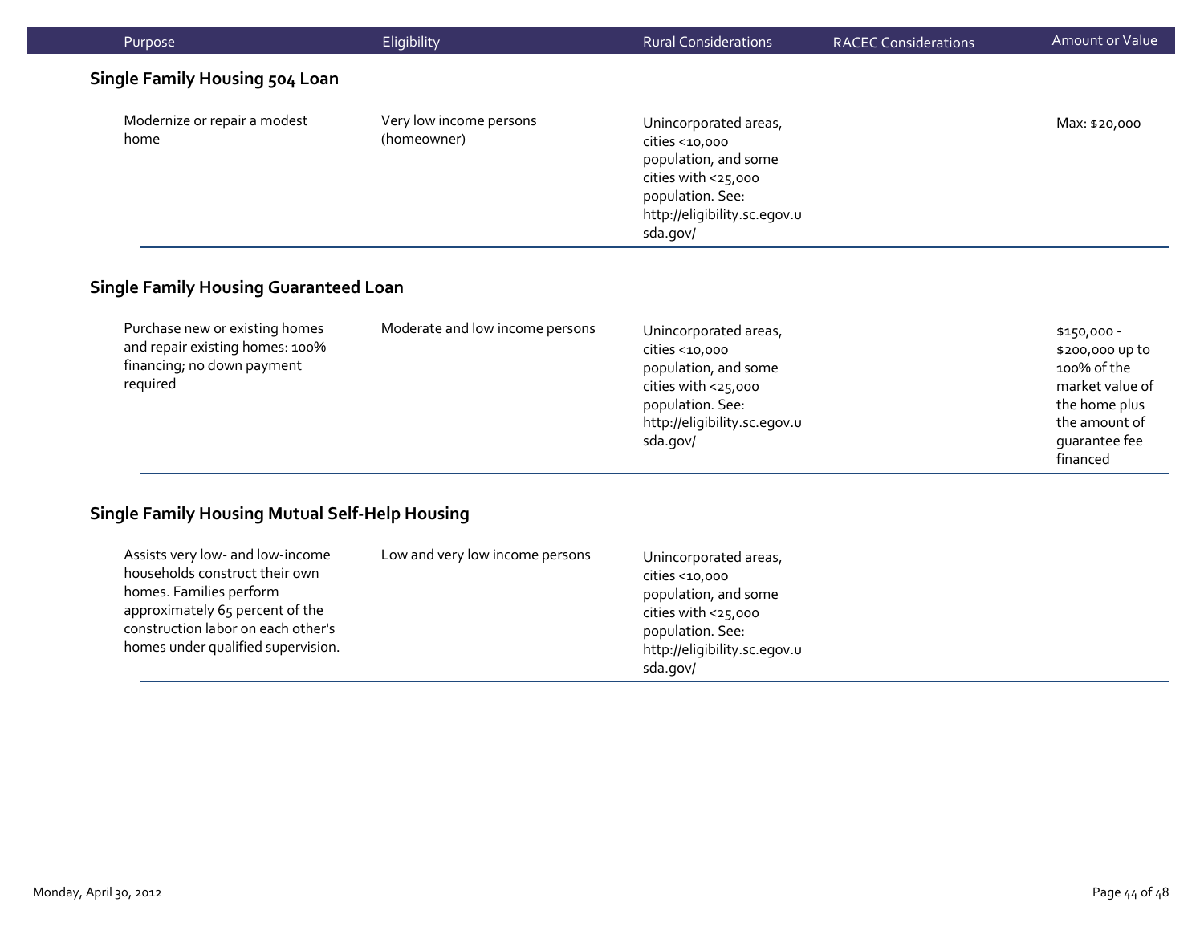| Purpose | Eligibility | Rural Considerations | RACEC Considerations | Amount or Value |
|---|---|---|---|---|

### Single Family Housing 504 Loan

| Purpose | Eligibility | Rural Considerations | RACEC Considerations | Amount or Value |
|---|---|---|---|---|
| Modernize or repair a modest home | Very low income persons (homeowner) | Unincorporated areas, cities <10,000 population, and some cities with <25,000 population. See: http://eligibility.sc.egov.usda.gov/ | | Max: $20,000 |

### Single Family Housing Guaranteed Loan

| Purpose | Eligibility | Rural Considerations | RACEC Considerations | Amount or Value |
|---|---|---|---|---|
| Purchase new or existing homes and repair existing homes: 100% financing; no down payment required | Moderate and low income persons | Unincorporated areas, cities <10,000 population, and some cities with <25,000 population. See: http://eligibility.sc.egov.usda.gov/ | | $150,000 - $200,000 up to 100% of the market value of the home plus the amount of guarantee fee financed |

### Single Family Housing Mutual Self-Help Housing

| Purpose | Eligibility | Rural Considerations | RACEC Considerations | Amount or Value |
|---|---|---|---|---|
| Assists very low- and low-income households construct their own homes. Families perform approximately 65 percent of the construction labor on each other's homes under qualified supervision. | Low and very low income persons | Unincorporated areas, cities <10,000 population, and some cities with <25,000 population. See: http://eligibility.sc.egov.usda.gov/ | | |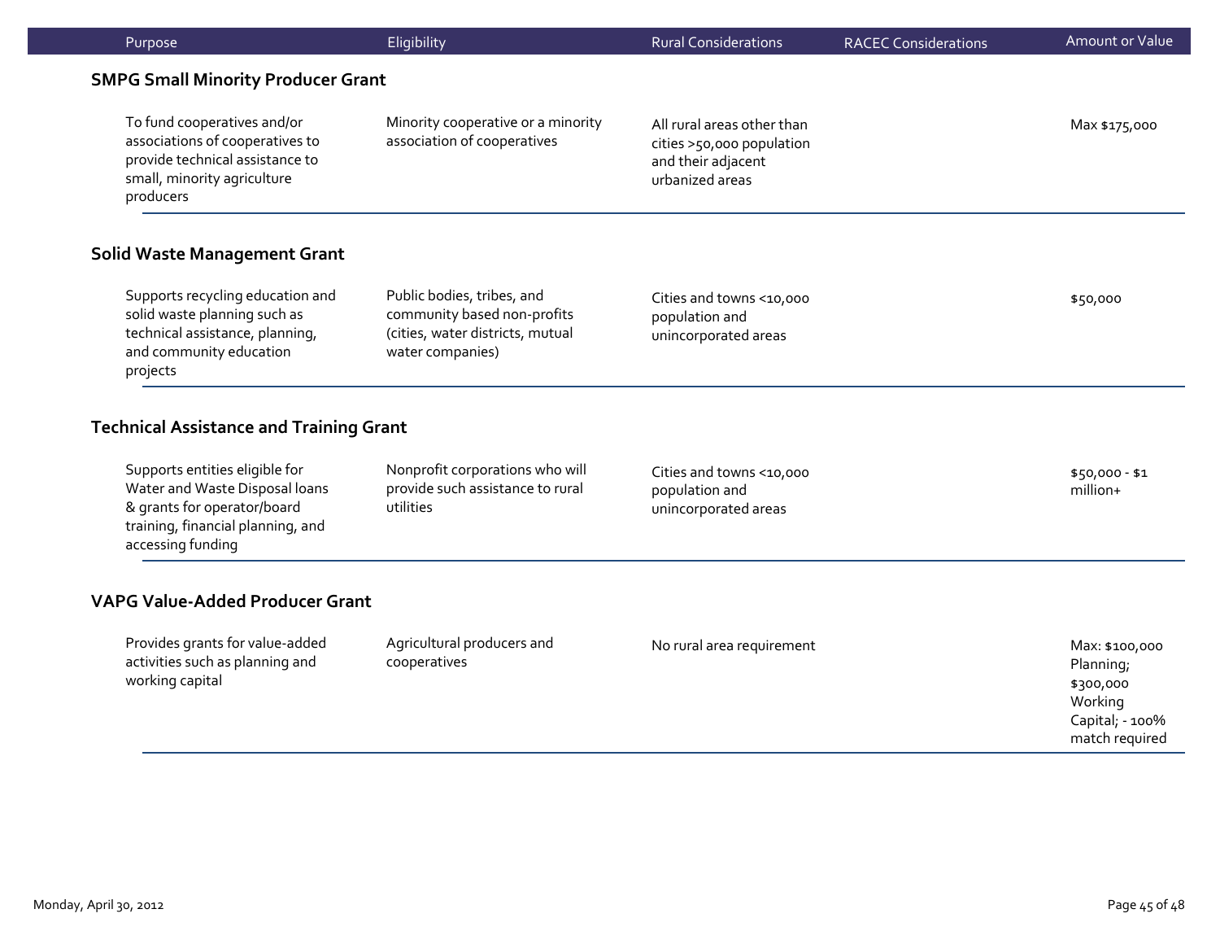| Purpose | Eligibility | Rural Considerations | RACEC Considerations | Amount or Value |
|---|---|---|---|---|
| **SMPG Small Minority Producer Grant** | | | | |
| To fund cooperatives and/or associations of cooperatives to provide technical assistance to small, minority agriculture producers | Minority cooperative or a minority association of cooperatives | All rural areas other than cities >50,000 population and their adjacent urbanized areas | | Max $175,000 |
| **Solid Waste Management Grant** | | | | |
| Supports recycling education and solid waste planning such as technical assistance, planning, and community education projects | Public bodies, tribes, and community based non-profits (cities, water districts, mutual water companies) | Cities and towns <10,000 population and unincorporated areas | | $50,000 |
| **Technical Assistance and Training Grant** | | | | |
| Supports entities eligible for Water and Waste Disposal loans & grants for operator/board training, financial planning, and accessing funding | Nonprofit corporations who will provide such assistance to rural utilities | Cities and towns <10,000 population and unincorporated areas | | $50,000 - $1 million+ |
| **VAPG Value-Added Producer Grant** | | | | |
| Provides grants for value-added activities such as planning and working capital | Agricultural producers and cooperatives | No rural area requirement | | Max: $100,000 Planning; $300,000 Working Capital; - 100% match required |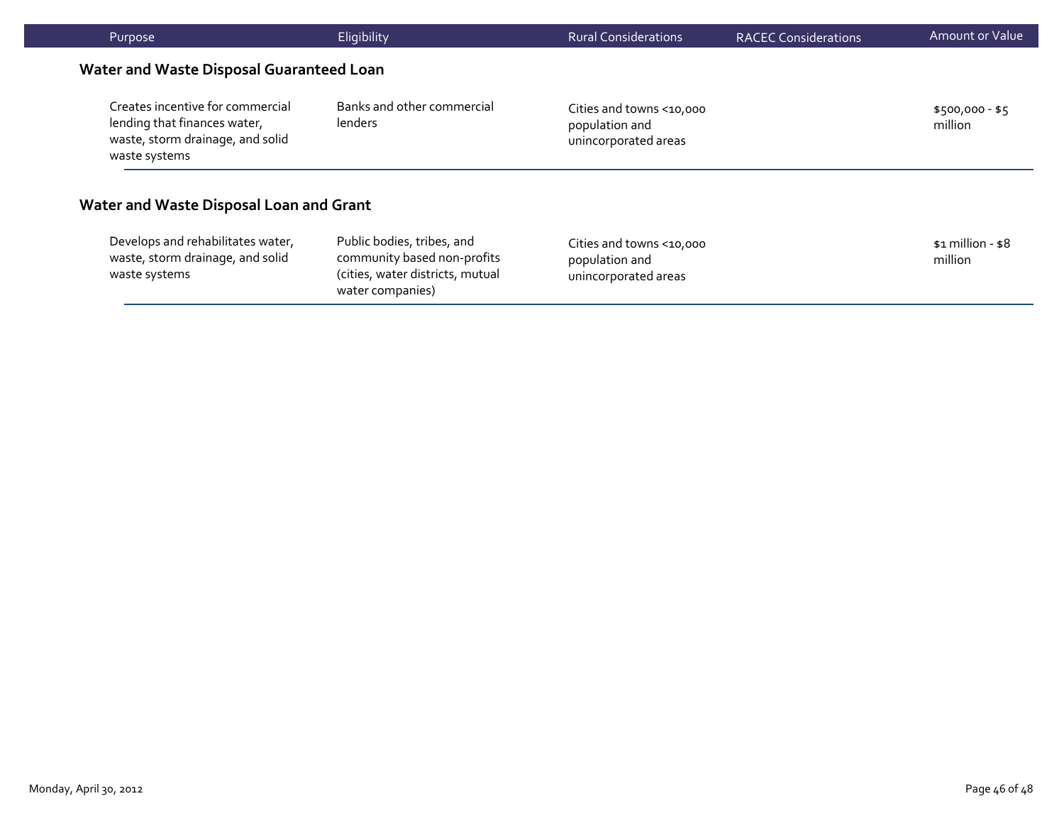| Purpose | Eligibility | Rural Considerations | RACEC Considerations | Amount or Value |
|---|---|---|---|---|

### Water and Waste Disposal Guaranteed Loan

| Purpose | Eligibility | Rural Considerations | RACEC Considerations | Amount or Value |
|---|---|---|---|---|
| Creates incentive for commercial lending that finances water, waste, storm drainage, and solid waste systems | Banks and other commercial lenders | Cities and towns <10,000 population and unincorporated areas | | $500,000 - $5 million |

### Water and Waste Disposal Loan and Grant

| Purpose | Eligibility | Rural Considerations | RACEC Considerations | Amount or Value |
|---|---|---|---|---|
| Develops and rehabilitates water, waste, storm drainage, and solid waste systems | Public bodies, tribes, and community based non-profits (cities, water districts, mutual water companies) | Cities and towns <10,000 population and unincorporated areas | | $1 million - $8 million |

Monday, April 30, 2012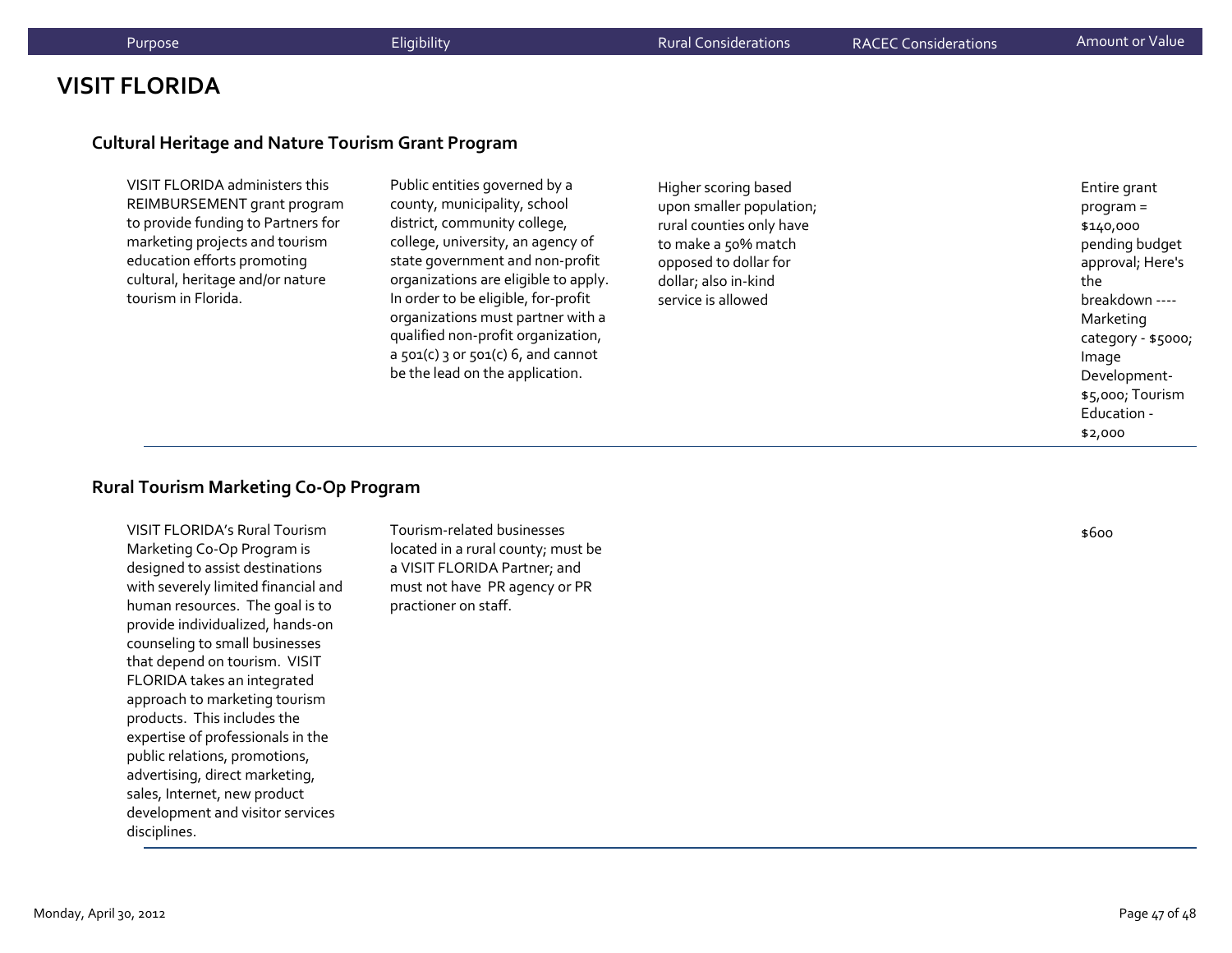| Purpose | Eligibility | Rural Considerations | RACEC Considerations | Amount or Value |
|---|---|---|---|---|

# VISIT FLORIDA

### Cultural Heritage and Nature Tourism Grant Program

| Purpose | Eligibility | Rural Considerations | RACEC Considerations | Amount or Value |
|---|---|---|---|---|
| VISIT FLORIDA administers this REIMBURSEMENT grant program to provide funding to Partners for marketing projects and tourism education efforts promoting cultural, heritage and/or nature tourism in Florida. | Public entities governed by a county, municipality, school district, community college, college, university, an agency of state government and non-profit organizations are eligible to apply. In order to be eligible, for-profit organizations must partner with a qualified non-profit organization, a 501(c) 3 or 501(c) 6, and cannot be the lead on the application. | Higher scoring based upon smaller population; rural counties only have to make a 50% match opposed to dollar for dollar; also in-kind service is allowed | | Entire grant program = $140,000 pending budget approval; Here's the breakdown ---- Marketing category - $5000; Image Development- $5,000; Tourism Education - $2,000 |

### Rural Tourism Marketing Co-Op Program

| Purpose | Eligibility | Rural Considerations | RACEC Considerations | Amount or Value |
|---|---|---|---|---|
| VISIT FLORIDA's Rural Tourism Marketing Co-Op Program is designed to assist destinations with severely limited financial and human resources. The goal is to provide individualized, hands-on counseling to small businesses that depend on tourism. VISIT FLORIDA takes an integrated approach to marketing tourism products. This includes the expertise of professionals in the public relations, promotions, advertising, direct marketing, sales, Internet, new product development and visitor services disciplines. | Tourism-related businesses located in a rural county; must be a VISIT FLORIDA Partner; and must not have PR agency or PR practioner on staff. | | | $600 |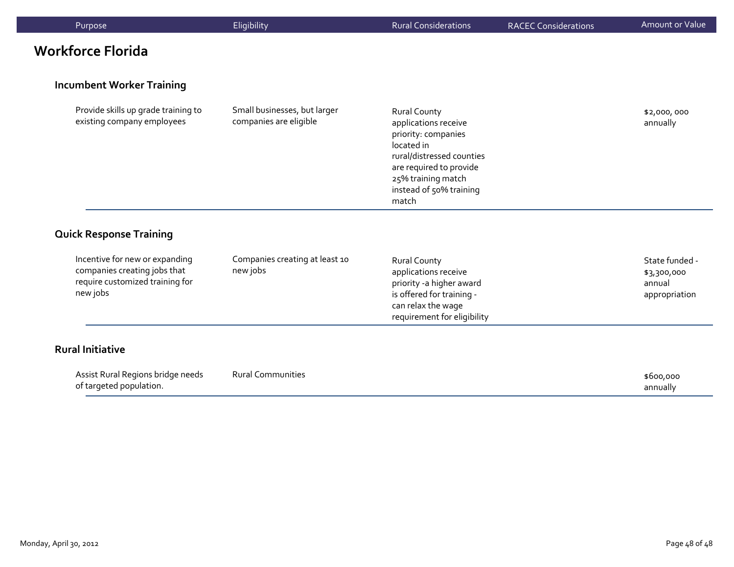| Purpose | Eligibility | Rural Considerations | RACEC Considerations | Amount or Value |
|---|---|---|---|---|

## Workforce Florida

### Incumbent Worker Training

| Purpose | Eligibility | Rural Considerations | RACEC Considerations | Amount or Value |
|---|---|---|---|---|
| Provide skills up grade training to existing company employees | Small businesses, but larger companies are eligible | Rural County applications receive priority: companies located in rural/distressed counties are required to provide 25% training match instead of 50% training match | | $2,000, 000 annually |

### Quick Response Training

| Purpose | Eligibility | Rural Considerations | RACEC Considerations | Amount or Value |
|---|---|---|---|---|
| Incentive for new or expanding companies creating jobs that require customized training for new jobs | Companies creating at least 10 new jobs | Rural County applications receive priority -a higher award is offered for training - can relax the wage requirement for eligibility | | State funded - $3,300,000 annual appropriation |

### Rural Initiative

| Purpose | Eligibility | Rural Considerations | RACEC Considerations | Amount or Value |
|---|---|---|---|---|
| Assist Rural Regions bridge needs of targeted population. | Rural Communities | | | $600,000 annually |

Monday, April 30, 2012